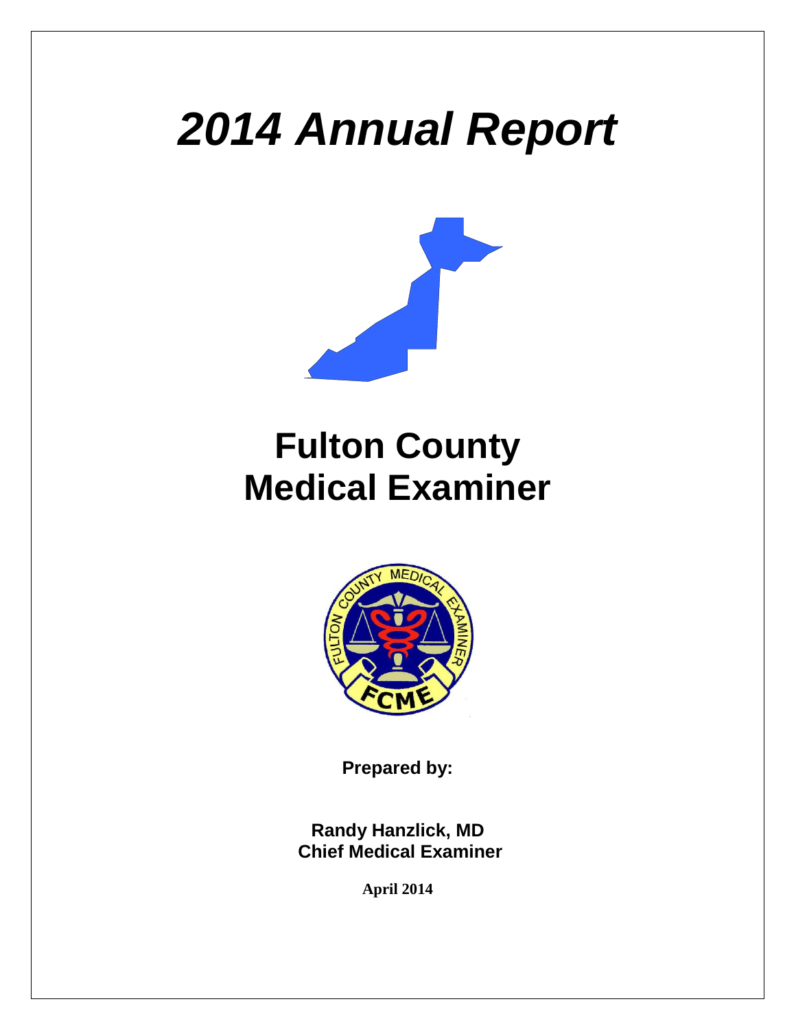# *2014 Annual Report*

# Fulton County
# Medical Examiner

**Prepared by:**

**Randy Hanzlick, MD**
**Chief Medical Examiner**

**April 2014**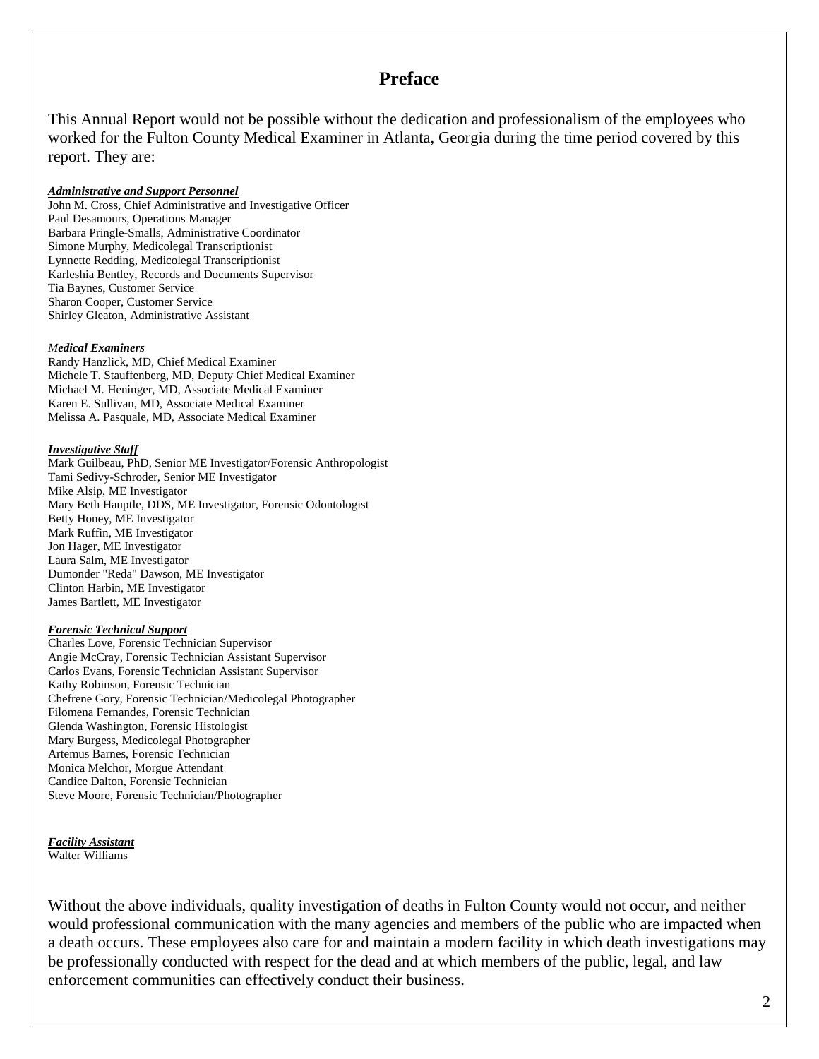# Preface

This Annual Report would not be possible without the dedication and professionalism of the employees who worked for the Fulton County Medical Examiner in Atlanta, Georgia during the time period covered by this report. They are:

***Administrative and Support Personnel***

John M. Cross, Chief Administrative and Investigative Officer
Paul Desamours, Operations Manager
Barbara Pringle-Smalls, Administrative Coordinator
Simone Murphy, Medicolegal Transcriptionist
Lynnette Redding, Medicolegal Transcriptionist
Karleshia Bentley, Records and Documents Supervisor
Tia Baynes, Customer Service
Sharon Cooper, Customer Service
Shirley Gleaton, Administrative Assistant

***Medical Examiners***

Randy Hanzlick, MD, Chief Medical Examiner
Michele T. Stauffenberg, MD, Deputy Chief Medical Examiner
Michael M. Heninger, MD, Associate Medical Examiner
Karen E. Sullivan, MD, Associate Medical Examiner
Melissa A. Pasquale, MD, Associate Medical Examiner

***Investigative Staff***

Mark Guilbeau, PhD, Senior ME Investigator/Forensic Anthropologist
Tami Sedivy-Schroder, Senior ME Investigator
Mike Alsip, ME Investigator
Mary Beth Hauptle, DDS, ME Investigator, Forensic Odontologist
Betty Honey, ME Investigator
Mark Ruffin, ME Investigator
Jon Hager, ME Investigator
Laura Salm, ME Investigator
Dumonder "Reda" Dawson, ME Investigator
Clinton Harbin, ME Investigator
James Bartlett, ME Investigator

***Forensic Technical Support***

Charles Love, Forensic Technician Supervisor
Angie McCray, Forensic Technician Assistant Supervisor
Carlos Evans, Forensic Technician Assistant Supervisor
Kathy Robinson, Forensic Technician
Chefrene Gory, Forensic Technician/Medicolegal Photographer
Filomena Fernandes, Forensic Technician
Glenda Washington, Forensic Histologist
Mary Burgess, Medicolegal Photographer
Artemus Barnes, Forensic Technician
Monica Melchor, Morgue Attendant
Candice Dalton, Forensic Technician
Steve Moore, Forensic Technician/Photographer

***Facility Assistant***

Walter Williams

Without the above individuals, quality investigation of deaths in Fulton County would not occur, and neither would professional communication with the many agencies and members of the public who are impacted when a death occurs. These employees also care for and maintain a modern facility in which death investigations may be professionally conducted with respect for the dead and at which members of the public, legal, and law enforcement communities can effectively conduct their business.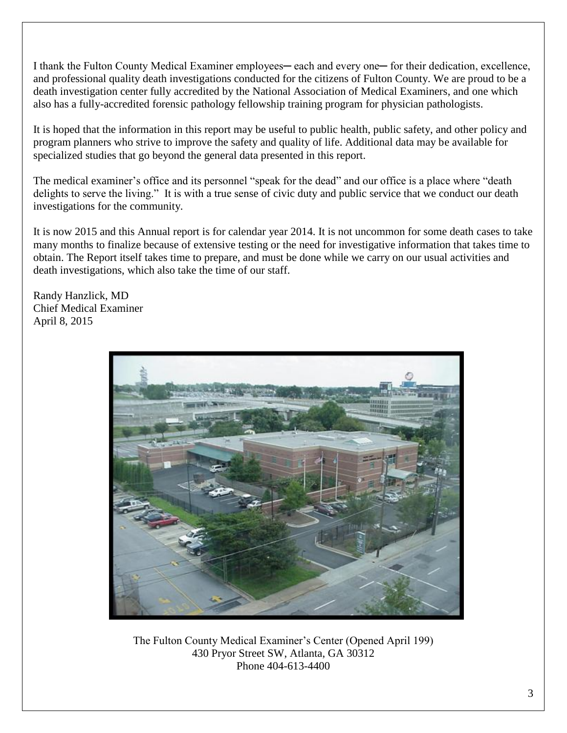I thank the Fulton County Medical Examiner employees─ each and every one─ for their dedication, excellence, and professional quality death investigations conducted for the citizens of Fulton County. We are proud to be a death investigation center fully accredited by the National Association of Medical Examiners, and one which also has a fully-accredited forensic pathology fellowship training program for physician pathologists.

It is hoped that the information in this report may be useful to public health, public safety, and other policy and program planners who strive to improve the safety and quality of life. Additional data may be available for specialized studies that go beyond the general data presented in this report.

The medical examiner's office and its personnel "speak for the dead" and our office is a place where "death delights to serve the living." It is with a true sense of civic duty and public service that we conduct our death investigations for the community.

It is now 2015 and this Annual report is for calendar year 2014. It is not uncommon for some death cases to take many months to finalize because of extensive testing or the need for investigative information that takes time to obtain. The Report itself takes time to prepare, and must be done while we carry on our usual activities and death investigations, which also take the time of our staff.

Randy Hanzlick, MD
Chief Medical Examiner
April 8, 2015

The Fulton County Medical Examiner's Center (Opened April 199)
430 Pryor Street SW, Atlanta, GA 30312
Phone 404-613-4400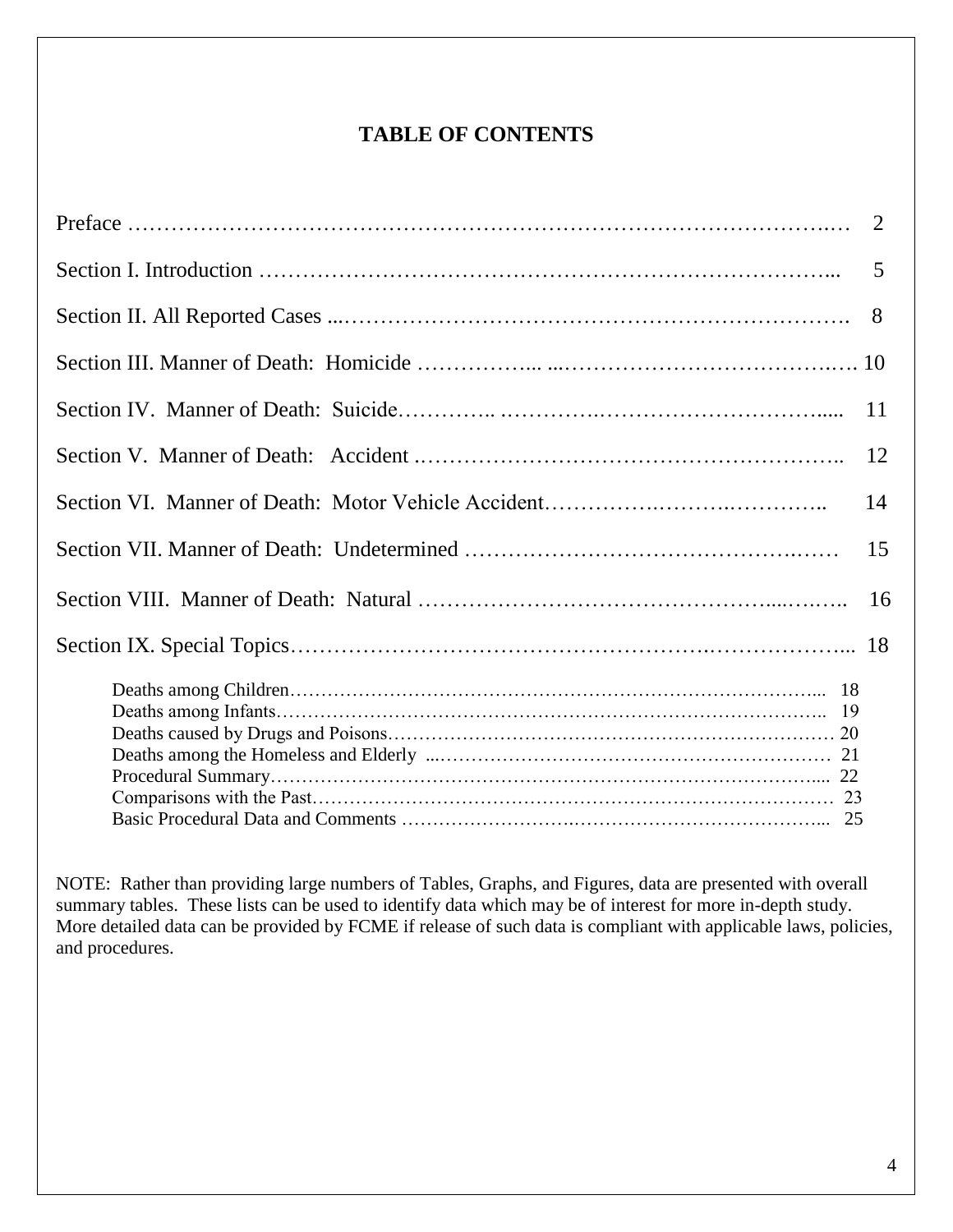# TABLE OF CONTENTS

| | |
|---|---|
| Preface | 2 |
| Section I. Introduction | 5 |
| Section II. All Reported Cases | 8 |
| Section III. Manner of Death: Homicide | 10 |
| Section IV. Manner of Death: Suicide | 11 |
| Section V. Manner of Death: Accident | 12 |
| Section VI. Manner of Death: Motor Vehicle Accident | 14 |
| Section VII. Manner of Death: Undetermined | 15 |
| Section VIII. Manner of Death: Natural | 16 |
| Section IX. Special Topics | 18 |
| Deaths among Children | 18 |
| Deaths among Infants | 19 |
| Deaths caused by Drugs and Poisons | 20 |
| Deaths among the Homeless and Elderly | 21 |
| Procedural Summary | 22 |
| Comparisons with the Past | 23 |
| Basic Procedural Data and Comments | 25 |

NOTE: Rather than providing large numbers of Tables, Graphs, and Figures, data are presented with overall summary tables. These lists can be used to identify data which may be of interest for more in-depth study. More detailed data can be provided by FCME if release of such data is compliant with applicable laws, policies, and procedures.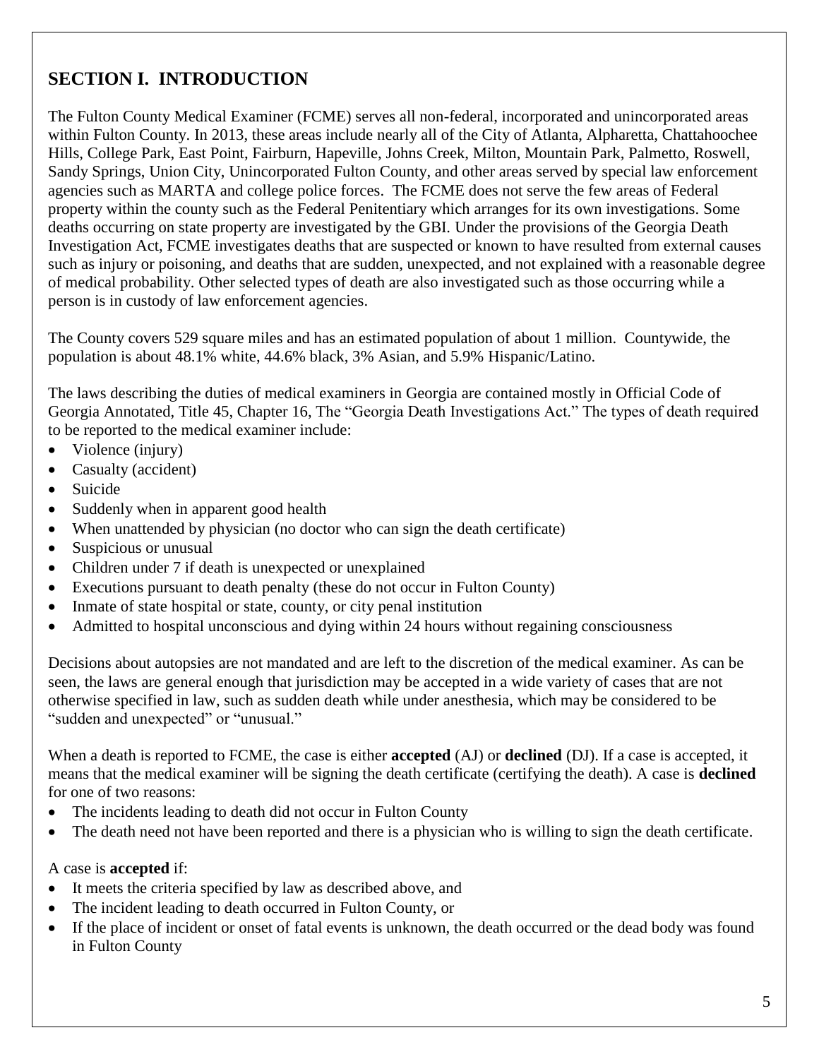## SECTION I. INTRODUCTION

The Fulton County Medical Examiner (FCME) serves all non-federal, incorporated and unincorporated areas within Fulton County. In 2013, these areas include nearly all of the City of Atlanta, Alpharetta, Chattahoochee Hills, College Park, East Point, Fairburn, Hapeville, Johns Creek, Milton, Mountain Park, Palmetto, Roswell, Sandy Springs, Union City, Unincorporated Fulton County, and other areas served by special law enforcement agencies such as MARTA and college police forces. The FCME does not serve the few areas of Federal property within the county such as the Federal Penitentiary which arranges for its own investigations. Some deaths occurring on state property are investigated by the GBI. Under the provisions of the Georgia Death Investigation Act, FCME investigates deaths that are suspected or known to have resulted from external causes such as injury or poisoning, and deaths that are sudden, unexpected, and not explained with a reasonable degree of medical probability. Other selected types of death are also investigated such as those occurring while a person is in custody of law enforcement agencies.

The County covers 529 square miles and has an estimated population of about 1 million. Countywide, the population is about 48.1% white, 44.6% black, 3% Asian, and 5.9% Hispanic/Latino.

The laws describing the duties of medical examiners in Georgia are contained mostly in Official Code of Georgia Annotated, Title 45, Chapter 16, The "Georgia Death Investigations Act." The types of death required to be reported to the medical examiner include:

- Violence (injury)
- Casualty (accident)
- Suicide
- Suddenly when in apparent good health
- When unattended by physician (no doctor who can sign the death certificate)
- Suspicious or unusual
- Children under 7 if death is unexpected or unexplained
- Executions pursuant to death penalty (these do not occur in Fulton County)
- Inmate of state hospital or state, county, or city penal institution
- Admitted to hospital unconscious and dying within 24 hours without regaining consciousness

Decisions about autopsies are not mandated and are left to the discretion of the medical examiner. As can be seen, the laws are general enough that jurisdiction may be accepted in a wide variety of cases that are not otherwise specified in law, such as sudden death while under anesthesia, which may be considered to be "sudden and unexpected" or "unusual."

When a death is reported to FCME, the case is either **accepted** (AJ) or **declined** (DJ). If a case is accepted, it means that the medical examiner will be signing the death certificate (certifying the death). A case is **declined** for one of two reasons:

- The incidents leading to death did not occur in Fulton County
- The death need not have been reported and there is a physician who is willing to sign the death certificate.

A case is **accepted** if:

- It meets the criteria specified by law as described above, and
- The incident leading to death occurred in Fulton County, or
- If the place of incident or onset of fatal events is unknown, the death occurred or the dead body was found in Fulton County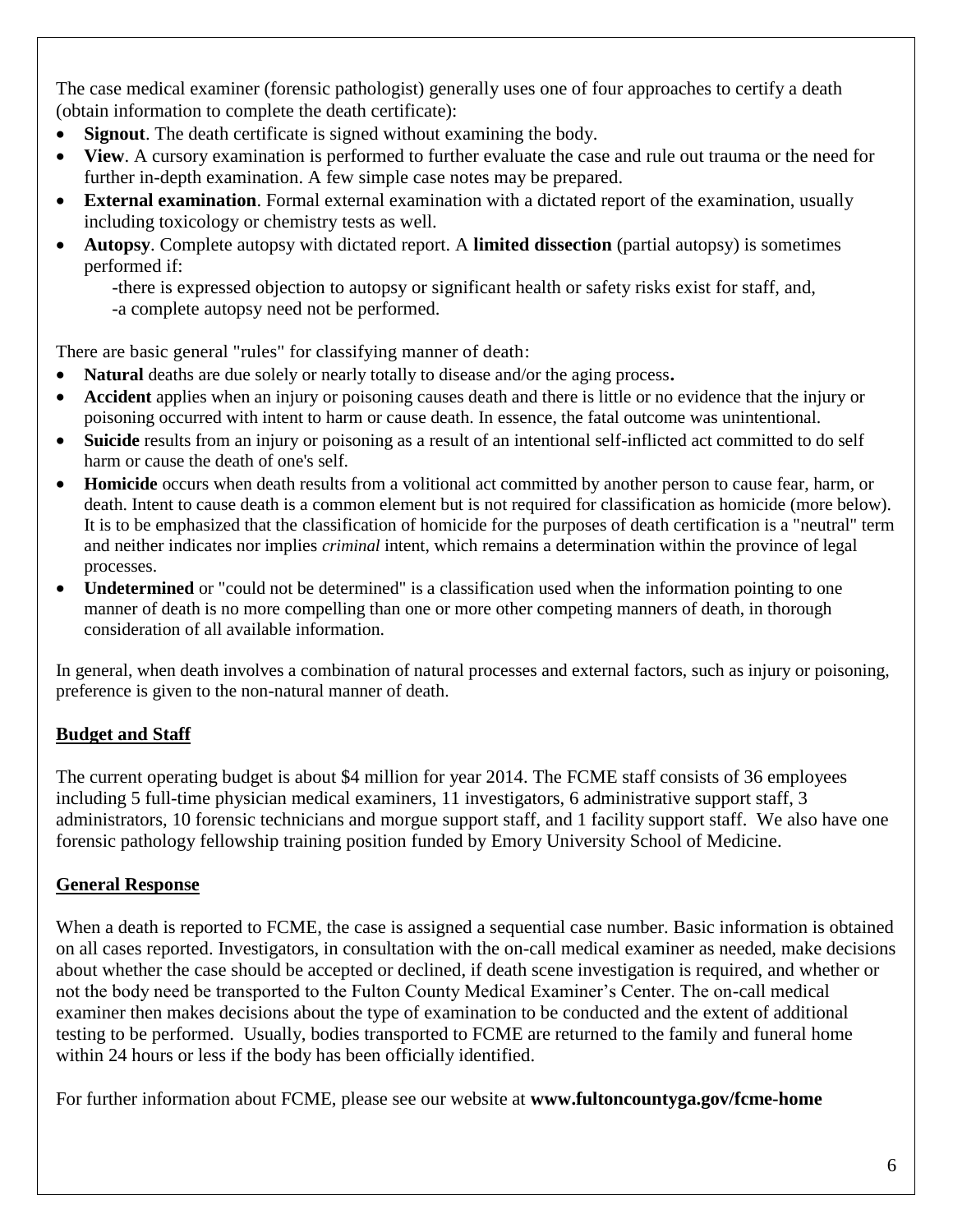The case medical examiner (forensic pathologist) generally uses one of four approaches to certify a death (obtain information to complete the death certificate):

- **Signout**. The death certificate is signed without examining the body.
- **View**. A cursory examination is performed to further evaluate the case and rule out trauma or the need for further in-depth examination. A few simple case notes may be prepared.
- **External examination**. Formal external examination with a dictated report of the examination, usually including toxicology or chemistry tests as well.
- **Autopsy**. Complete autopsy with dictated report. A **limited dissection** (partial autopsy) is sometimes performed if:
  - -there is expressed objection to autopsy or significant health or safety risks exist for staff, and,
  - -a complete autopsy need not be performed.

There are basic general "rules" for classifying manner of death:

- **Natural** deaths are due solely or nearly totally to disease and/or the aging process**.**
- **Accident** applies when an injury or poisoning causes death and there is little or no evidence that the injury or poisoning occurred with intent to harm or cause death. In essence, the fatal outcome was unintentional.
- **Suicide** results from an injury or poisoning as a result of an intentional self-inflicted act committed to do self harm or cause the death of one's self.
- **Homicide** occurs when death results from a volitional act committed by another person to cause fear, harm, or death. Intent to cause death is a common element but is not required for classification as homicide (more below). It is to be emphasized that the classification of homicide for the purposes of death certification is a "neutral" term and neither indicates nor implies *criminal* intent, which remains a determination within the province of legal processes.
- **Undetermined** or "could not be determined" is a classification used when the information pointing to one manner of death is no more compelling than one or more other competing manners of death, in thorough consideration of all available information.

In general, when death involves a combination of natural processes and external factors, such as injury or poisoning, preference is given to the non-natural manner of death.

## Budget and Staff

The current operating budget is about $4 million for year 2014. The FCME staff consists of 36 employees including 5 full-time physician medical examiners, 11 investigators, 6 administrative support staff, 3 administrators, 10 forensic technicians and morgue support staff, and 1 facility support staff. We also have one forensic pathology fellowship training position funded by Emory University School of Medicine.

## General Response

When a death is reported to FCME, the case is assigned a sequential case number. Basic information is obtained on all cases reported. Investigators, in consultation with the on-call medical examiner as needed, make decisions about whether the case should be accepted or declined, if death scene investigation is required, and whether or not the body need be transported to the Fulton County Medical Examiner's Center. The on-call medical examiner then makes decisions about the type of examination to be conducted and the extent of additional testing to be performed. Usually, bodies transported to FCME are returned to the family and funeral home within 24 hours or less if the body has been officially identified.

For further information about FCME, please see our website at **www.fultoncountyga.gov/fcme-home**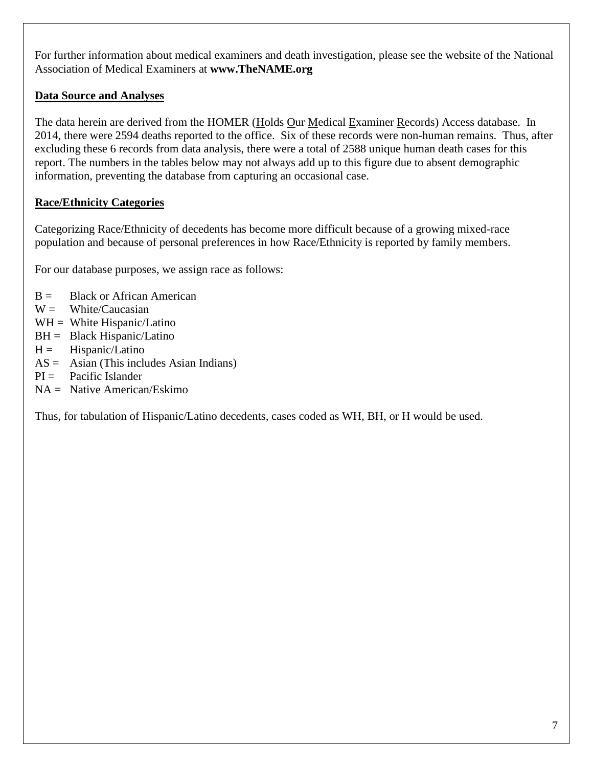For further information about medical examiners and death investigation, please see the website of the National Association of Medical Examiners at **www.TheNAME.org**

## Data Source and Analyses

The data herein are derived from the HOMER (Holds Our Medical Examiner Records) Access database. In 2014, there were 2594 deaths reported to the office. Six of these records were non-human remains. Thus, after excluding these 6 records from data analysis, there were a total of 2588 unique human death cases for this report. The numbers in the tables below may not always add up to this figure due to absent demographic information, preventing the database from capturing an occasional case.

## Race/Ethnicity Categories

Categorizing Race/Ethnicity of decedents has become more difficult because of a growing mixed-race population and because of personal preferences in how Race/Ethnicity is reported by family members.

For our database purposes, we assign race as follows:

B = Black or African American
W = White/Caucasian
WH = White Hispanic/Latino
BH = Black Hispanic/Latino
H = Hispanic/Latino
AS = Asian (This includes Asian Indians)
PI = Pacific Islander
NA = Native American/Eskimo

Thus, for tabulation of Hispanic/Latino decedents, cases coded as WH, BH, or H would be used.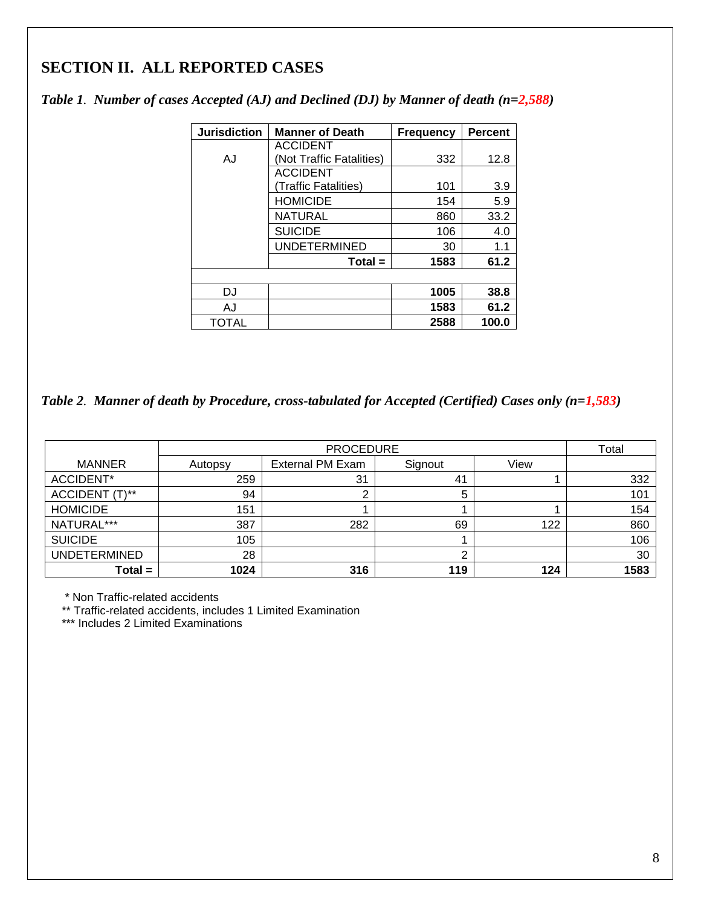## SECTION II. ALL REPORTED CASES

*Table 1. Number of cases Accepted (AJ) and Declined (DJ) by Manner of death (n=2,588)*

| Jurisdiction | Manner of Death | Frequency | Percent |
|---|---|---|---|
| AJ | ACCIDENT (Not Traffic Fatalities) | 332 | 12.8 |
| | ACCIDENT (Traffic Fatalities) | 101 | 3.9 |
| | HOMICIDE | 154 | 5.9 |
| | NATURAL | 860 | 33.2 |
| | SUICIDE | 106 | 4.0 |
| | UNDETERMINED | 30 | 1.1 |
| | **Total =** | **1583** | **61.2** |
| | | | |
| DJ | | **1005** | **38.8** |
| AJ | | **1583** | **61.2** |
| TOTAL | | **2588** | **100.0** |

*Table 2. Manner of death by Procedure, cross-tabulated for Accepted (Certified) Cases only (n=1,583)*

| | PROCEDURE | | | | Total |
|---|---|---|---|---|---|
| MANNER | Autopsy | External PM Exam | Signout | View | |
| ACCIDENT* | 259 | 31 | 41 | 1 | 332 |
| ACCIDENT (T)** | 94 | 2 | 5 | | 101 |
| HOMICIDE | 151 | 1 | 1 | 1 | 154 |
| NATURAL*** | 387 | 282 | 69 | 122 | 860 |
| SUICIDE | 105 | | 1 | | 106 |
| UNDETERMINED | 28 | | 2 | | 30 |
| **Total =** | **1024** | **316** | **119** | **124** | **1583** |

\* Non Traffic-related accidents

** Traffic-related accidents, includes 1 Limited Examination

*** Includes 2 Limited Examinations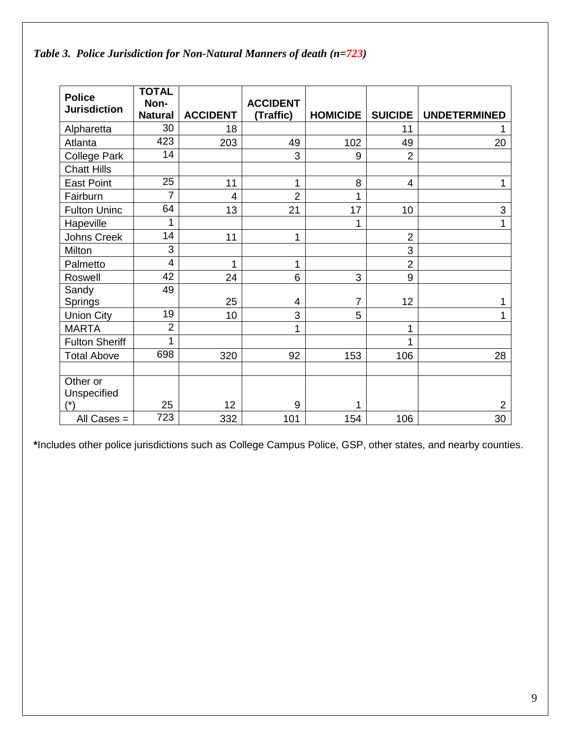*Table 3. Police Jurisdiction for Non-Natural Manners of death (n=723)*

| Police Jurisdiction | TOTAL Non-Natural | ACCIDENT | ACCIDENT (Traffic) | HOMICIDE | SUICIDE | UNDETERMINED |
|---|---|---|---|---|---|---|
| Alpharetta | 30 | 18 | | | 11 | 1 |
| Atlanta | 423 | 203 | 49 | 102 | 49 | 20 |
| College Park | 14 | | 3 | 9 | 2 | |
| Chatt Hills | | | | | | |
| East Point | 25 | 11 | 1 | 8 | 4 | 1 |
| Fairburn | 7 | 4 | 2 | 1 | | |
| Fulton Uninc | 64 | 13 | 21 | 17 | 10 | 3 |
| Hapeville | 1 | | | 1 | | 1 |
| Johns Creek | 14 | 11 | 1 | | 2 | |
| Milton | 3 | | | | 3 | |
| Palmetto | 4 | 1 | 1 | | 2 | |
| Roswell | 42 | 24 | 6 | 3 | 9 | |
| Sandy Springs | 49 | 25 | 4 | 7 | 12 | 1 |
| Union City | 19 | 10 | 3 | 5 | | 1 |
| MARTA | 2 | | 1 | | 1 | |
| Fulton Sheriff | 1 | | | | 1 | |
| Total Above | 698 | 320 | 92 | 153 | 106 | 28 |
| | | | | | | |
| Other or Unspecified (*) | 25 | 12 | 9 | 1 | | 2 |
| All Cases = | 723 | 332 | 101 | 154 | 106 | 30 |

**\***Includes other police jurisdictions such as College Campus Police, GSP, other states, and nearby counties.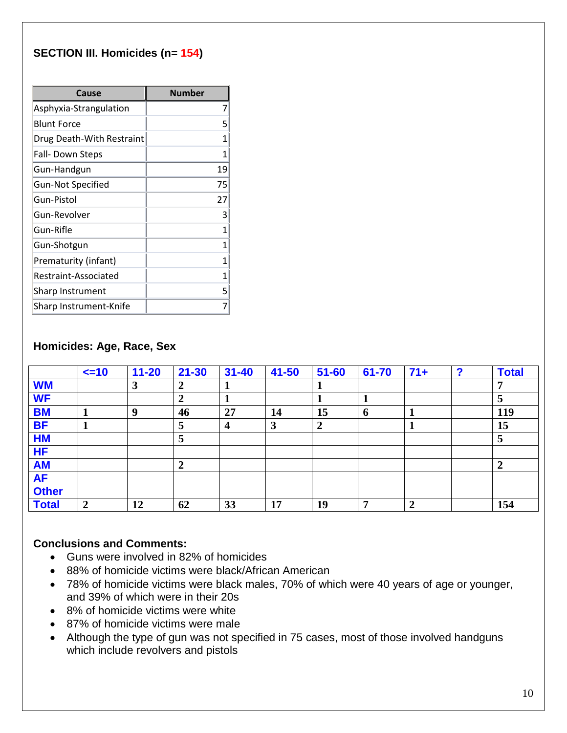## SECTION III. Homicides (n= 154)

| Cause | Number |
|---|---|
| Asphyxia-Strangulation | 7 |
| Blunt Force | 5 |
| Drug Death-With Restraint | 1 |
| Fall- Down Steps | 1 |
| Gun-Handgun | 19 |
| Gun-Not Specified | 75 |
| Gun-Pistol | 27 |
| Gun-Revolver | 3 |
| Gun-Rifle | 1 |
| Gun-Shotgun | 1 |
| Prematurity (infant) | 1 |
| Restraint-Associated | 1 |
| Sharp Instrument | 5 |
| Sharp Instrument-Knife | 7 |

### Homicides: Age, Race, Sex

| | <=10 | 11-20 | 21-30 | 31-40 | 41-50 | 51-60 | 61-70 | 71+ | ? | Total |
|---|---|---|---|---|---|---|---|---|---|---|
| WM | | 3 | 2 | 1 | | 1 | | | | 7 |
| WF | | | 2 | 1 | | 1 | 1 | | | 5 |
| BM | 1 | 9 | 46 | 27 | 14 | 15 | 6 | 1 | | 119 |
| BF | 1 | | 5 | 4 | 3 | 2 | | 1 | | 15 |
| HM | | | 5 | | | | | | | 5 |
| HF | | | | | | | | | | |
| AM | | | 2 | | | | | | | 2 |
| AF | | | | | | | | | | |
| Other | | | | | | | | | | |
| Total | 2 | 12 | 62 | 33 | 17 | 19 | 7 | 2 | | 154 |

**Conclusions and Comments:**

- Guns were involved in 82% of homicides
- 88% of homicide victims were black/African American
- 78% of homicide victims were black males, 70% of which were 40 years of age or younger, and 39% of which were in their 20s
- 8% of homicide victims were white
- 87% of homicide victims were male
- Although the type of gun was not specified in 75 cases, most of those involved handguns which include revolvers and pistols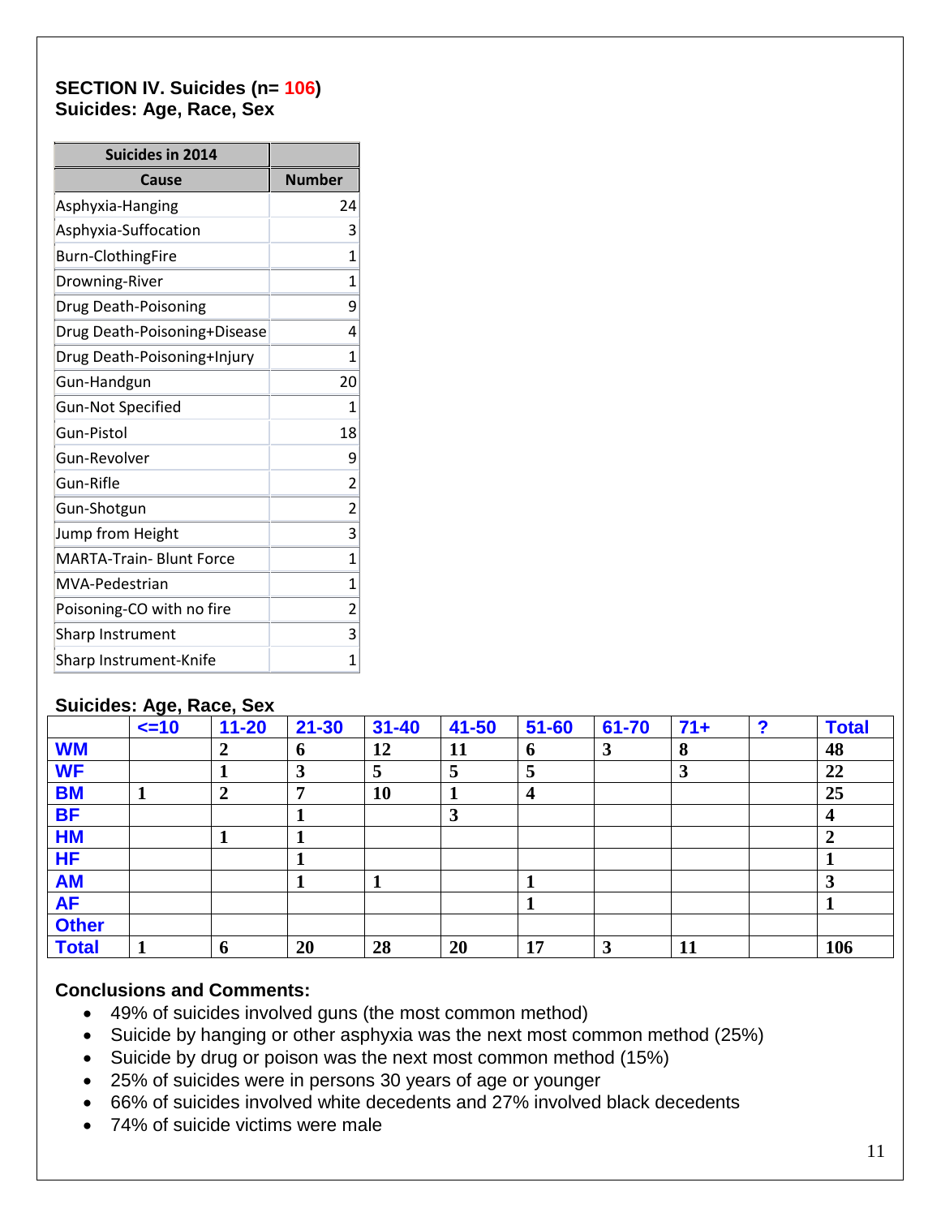## SECTION IV. Suicides (n= 106)
## Suicides: Age, Race, Sex

| Suicides in 2014 | |
|---|---|
| **Cause** | **Number** |
| Asphyxia-Hanging | 24 |
| Asphyxia-Suffocation | 3 |
| Burn-ClothingFire | 1 |
| Drowning-River | 1 |
| Drug Death-Poisoning | 9 |
| Drug Death-Poisoning+Disease | 4 |
| Drug Death-Poisoning+Injury | 1 |
| Gun-Handgun | 20 |
| Gun-Not Specified | 1 |
| Gun-Pistol | 18 |
| Gun-Revolver | 9 |
| Gun-Rifle | 2 |
| Gun-Shotgun | 2 |
| Jump from Height | 3 |
| MARTA-Train- Blunt Force | 1 |
| MVA-Pedestrian | 1 |
| Poisoning-CO with no fire | 2 |
| Sharp Instrument | 3 |
| Sharp Instrument-Knife | 1 |

### Suicides: Age, Race, Sex

| | <=10 | 11-20 | 21-30 | 31-40 | 41-50 | 51-60 | 61-70 | 71+ | ? | Total |
|---|---|---|---|---|---|---|---|---|---|---|
| **WM** | | 2 | 6 | 12 | 11 | 6 | 3 | 8 | | 48 |
| **WF** | | 1 | 3 | 5 | 5 | 5 | | 3 | | 22 |
| **BM** | 1 | 2 | 7 | 10 | 1 | 4 | | | | 25 |
| **BF** | | | 1 | | 3 | | | | | 4 |
| **HM** | | 1 | 1 | | | | | | | 2 |
| **HF** | | | 1 | | | | | | | 1 |
| **AM** | | | 1 | 1 | | 1 | | | | 3 |
| **AF** | | | | | | 1 | | | | 1 |
| **Other** | | | | | | | | | | |
| **Total** | 1 | 6 | 20 | 28 | 20 | 17 | 3 | 11 | | 106 |

**Conclusions and Comments:**

- 49% of suicides involved guns (the most common method)
- Suicide by hanging or other asphyxia was the next most common method (25%)
- Suicide by drug or poison was the next most common method (15%)
- 25% of suicides were in persons 30 years of age or younger
- 66% of suicides involved white decedents and 27% involved black decedents
- 74% of suicide victims were male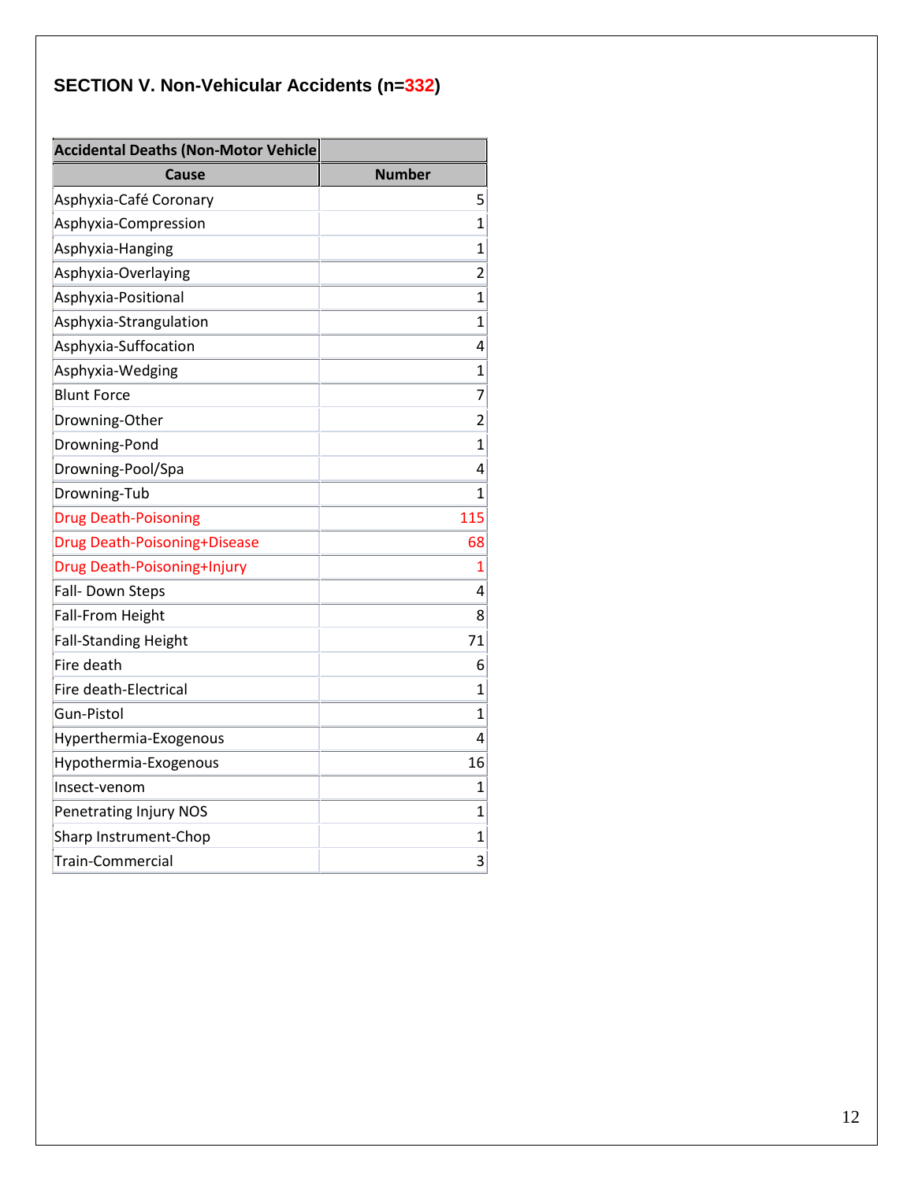## SECTION V. Non-Vehicular Accidents (n=332)

| Accidental Deaths (Non-Motor Vehicle | |
|---|---|
| **Cause** | **Number** |
| Asphyxia-Café Coronary | 5 |
| Asphyxia-Compression | 1 |
| Asphyxia-Hanging | 1 |
| Asphyxia-Overlaying | 2 |
| Asphyxia-Positional | 1 |
| Asphyxia-Strangulation | 1 |
| Asphyxia-Suffocation | 4 |
| Asphyxia-Wedging | 1 |
| Blunt Force | 7 |
| Drowning-Other | 2 |
| Drowning-Pond | 1 |
| Drowning-Pool/Spa | 4 |
| Drowning-Tub | 1 |
| Drug Death-Poisoning | 115 |
| Drug Death-Poisoning+Disease | 68 |
| Drug Death-Poisoning+Injury | 1 |
| Fall- Down Steps | 4 |
| Fall-From Height | 8 |
| Fall-Standing Height | 71 |
| Fire death | 6 |
| Fire death-Electrical | 1 |
| Gun-Pistol | 1 |
| Hyperthermia-Exogenous | 4 |
| Hypothermia-Exogenous | 16 |
| Insect-venom | 1 |
| Penetrating Injury NOS | 1 |
| Sharp Instrument-Chop | 1 |
| Train-Commercial | 3 |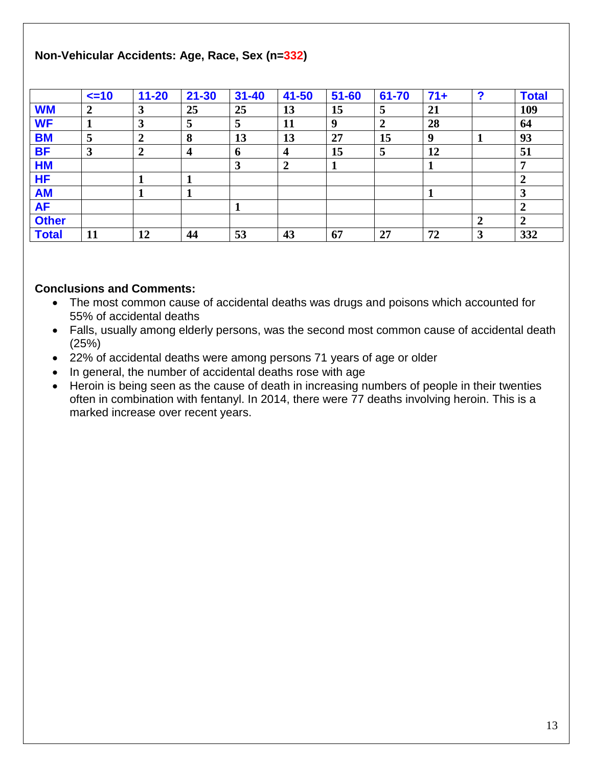**Non-Vehicular Accidents: Age, Race, Sex (n=332)**

| | <=10 | 11-20 | 21-30 | 31-40 | 41-50 | 51-60 | 61-70 | 71+ | ? | Total |
|---|---|---|---|---|---|---|---|---|---|---|
| WM | 2 | 3 | 25 | 25 | 13 | 15 | 5 | 21 | | 109 |
| WF | 1 | 3 | 5 | 5 | 11 | 9 | 2 | 28 | | 64 |
| BM | 5 | 2 | 8 | 13 | 13 | 27 | 15 | 9 | 1 | 93 |
| BF | 3 | 2 | 4 | 6 | 4 | 15 | 5 | 12 | | 51 |
| HM | | | | 3 | 2 | 1 | | 1 | | 7 |
| HF | | 1 | 1 | | | | | | | 2 |
| AM | | 1 | 1 | | | | | 1 | | 3 |
| AF | | | | 1 | | | | | | 2 |
| Other | | | | | | | | | 2 | 2 |
| Total | 11 | 12 | 44 | 53 | 43 | 67 | 27 | 72 | 3 | 332 |

**Conclusions and Comments:**

- The most common cause of accidental deaths was drugs and poisons which accounted for 55% of accidental deaths
- Falls, usually among elderly persons, was the second most common cause of accidental death (25%)
- 22% of accidental deaths were among persons 71 years of age or older
- In general, the number of accidental deaths rose with age
- Heroin is being seen as the cause of death in increasing numbers of people in their twenties often in combination with fentanyl. In 2014, there were 77 deaths involving heroin. This is a marked increase over recent years.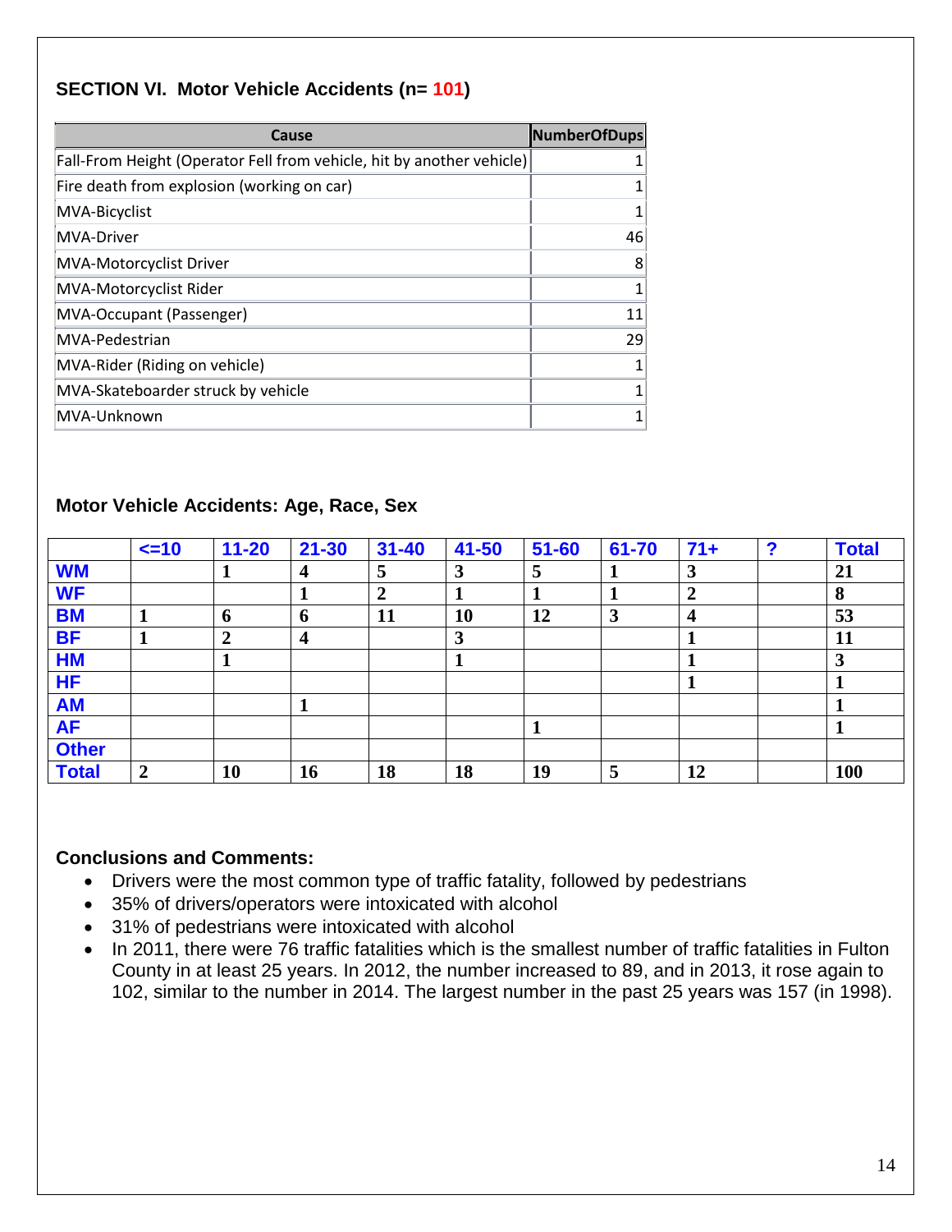## SECTION VI. Motor Vehicle Accidents (n= 101)

| Cause | NumberOfDups |
|---|---|
| Fall-From Height (Operator Fell from vehicle, hit by another vehicle) | 1 |
| Fire death from explosion (working on car) | 1 |
| MVA-Bicyclist | 1 |
| MVA-Driver | 46 |
| MVA-Motorcyclist Driver | 8 |
| MVA-Motorcyclist Rider | 1 |
| MVA-Occupant (Passenger) | 11 |
| MVA-Pedestrian | 29 |
| MVA-Rider (Riding on vehicle) | 1 |
| MVA-Skateboarder struck by vehicle | 1 |
| MVA-Unknown | 1 |

## Motor Vehicle Accidents: Age, Race, Sex

| | <=10 | 11-20 | 21-30 | 31-40 | 41-50 | 51-60 | 61-70 | 71+ | ? | Total |
|---|---|---|---|---|---|---|---|---|---|---|
| **WM** | | 1 | 4 | 5 | 3 | 5 | 1 | 3 | | 21 |
| **WF** | | | 1 | 2 | 1 | 1 | 1 | 2 | | 8 |
| **BM** | 1 | 6 | 6 | 11 | 10 | 12 | 3 | 4 | | 53 |
| **BF** | 1 | 2 | 4 | | 3 | | | 1 | | 11 |
| **HM** | | 1 | | | 1 | | | 1 | | 3 |
| **HF** | | | | | | | | 1 | | 1 |
| **AM** | | | 1 | | | | | | | 1 |
| **AF** | | | | | | 1 | | | | 1 |
| **Other** | | | | | | | | | | |
| **Total** | 2 | 10 | 16 | 18 | 18 | 19 | 5 | 12 | | 100 |

### Conclusions and Comments:

- Drivers were the most common type of traffic fatality, followed by pedestrians
- 35% of drivers/operators were intoxicated with alcohol
- 31% of pedestrians were intoxicated with alcohol
- In 2011, there were 76 traffic fatalities which is the smallest number of traffic fatalities in Fulton County in at least 25 years. In 2012, the number increased to 89, and in 2013, it rose again to 102, similar to the number in 2014. The largest number in the past 25 years was 157 (in 1998).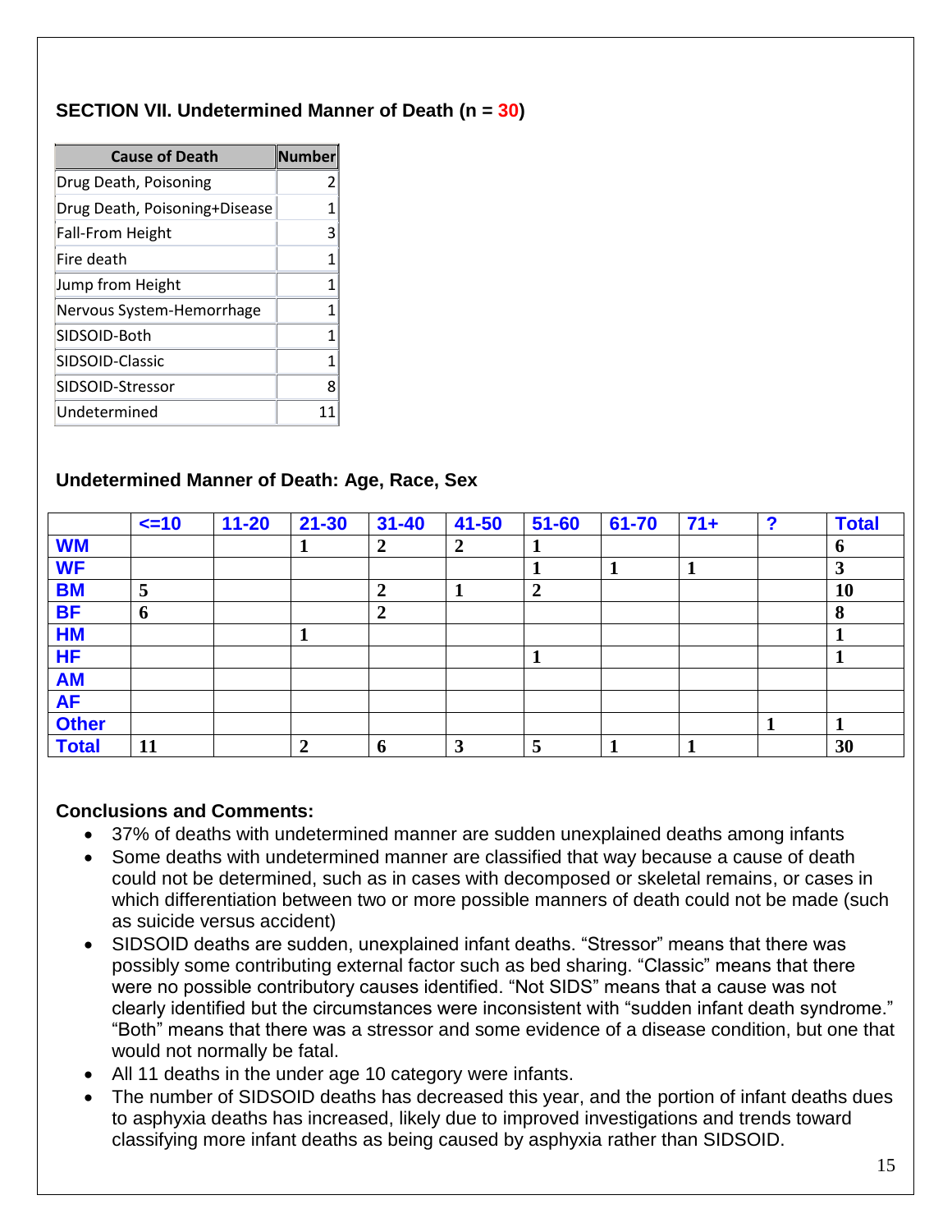## SECTION VII. Undetermined Manner of Death (n = 30)

| Cause of Death | Number |
|---|---|
| Drug Death, Poisoning | 2 |
| Drug Death, Poisoning+Disease | 1 |
| Fall-From Height | 3 |
| Fire death | 1 |
| Jump from Height | 1 |
| Nervous System-Hemorrhage | 1 |
| SIDSOID-Both | 1 |
| SIDSOID-Classic | 1 |
| SIDSOID-Stressor | 8 |
| Undetermined | 11 |

### Undetermined Manner of Death: Age, Race, Sex

| | <=10 | 11-20 | 21-30 | 31-40 | 41-50 | 51-60 | 61-70 | 71+ | ? | Total |
|---|---|---|---|---|---|---|---|---|---|---|
| WM | | | 1 | 2 | 2 | 1 | | | | 6 |
| WF | | | | | | 1 | 1 | 1 | | 3 |
| BM | 5 | | | 2 | 1 | 2 | | | | 10 |
| BF | 6 | | | 2 | | | | | | 8 |
| HM | | | 1 | | | | | | | 1 |
| HF | | | | | | 1 | | | | 1 |
| AM | | | | | | | | | | |
| AF | | | | | | | | | | |
| Other | | | | | | | | | 1 | 1 |
| Total | 11 | | 2 | 6 | 3 | 5 | 1 | 1 | | 30 |

### Conclusions and Comments:

- 37% of deaths with undetermined manner are sudden unexplained deaths among infants
- Some deaths with undetermined manner are classified that way because a cause of death could not be determined, such as in cases with decomposed or skeletal remains, or cases in which differentiation between two or more possible manners of death could not be made (such as suicide versus accident)
- SIDSOID deaths are sudden, unexplained infant deaths. "Stressor" means that there was possibly some contributing external factor such as bed sharing. "Classic" means that there were no possible contributory causes identified. "Not SIDS" means that a cause was not clearly identified but the circumstances were inconsistent with "sudden infant death syndrome." "Both" means that there was a stressor and some evidence of a disease condition, but one that would not normally be fatal.
- All 11 deaths in the under age 10 category were infants.
- The number of SIDSOID deaths has decreased this year, and the portion of infant deaths dues to asphyxia deaths has increased, likely due to improved investigations and trends toward classifying more infant deaths as being caused by asphyxia rather than SIDSOID.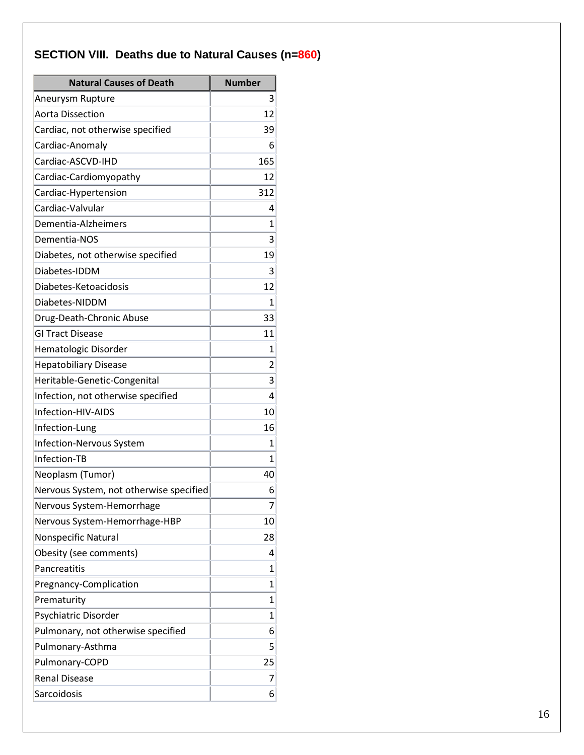## SECTION VIII. Deaths due to Natural Causes (n=860)

| Natural Causes of Death | Number |
|---|---|
| Aneurysm Rupture | 3 |
| Aorta Dissection | 12 |
| Cardiac, not otherwise specified | 39 |
| Cardiac-Anomaly | 6 |
| Cardiac-ASCVD-IHD | 165 |
| Cardiac-Cardiomyopathy | 12 |
| Cardiac-Hypertension | 312 |
| Cardiac-Valvular | 4 |
| Dementia-Alzheimers | 1 |
| Dementia-NOS | 3 |
| Diabetes, not otherwise specified | 19 |
| Diabetes-IDDM | 3 |
| Diabetes-Ketoacidosis | 12 |
| Diabetes-NIDDM | 1 |
| Drug-Death-Chronic Abuse | 33 |
| GI Tract Disease | 11 |
| Hematologic Disorder | 1 |
| Hepatobiliary Disease | 2 |
| Heritable-Genetic-Congenital | 3 |
| Infection, not otherwise specified | 4 |
| Infection-HIV-AIDS | 10 |
| Infection-Lung | 16 |
| Infection-Nervous System | 1 |
| Infection-TB | 1 |
| Neoplasm (Tumor) | 40 |
| Nervous System, not otherwise specified | 6 |
| Nervous System-Hemorrhage | 7 |
| Nervous System-Hemorrhage-HBP | 10 |
| Nonspecific Natural | 28 |
| Obesity (see comments) | 4 |
| Pancreatitis | 1 |
| Pregnancy-Complication | 1 |
| Prematurity | 1 |
| Psychiatric Disorder | 1 |
| Pulmonary, not otherwise specified | 6 |
| Pulmonary-Asthma | 5 |
| Pulmonary-COPD | 25 |
| Renal Disease | 7 |
| Sarcoidosis | 6 |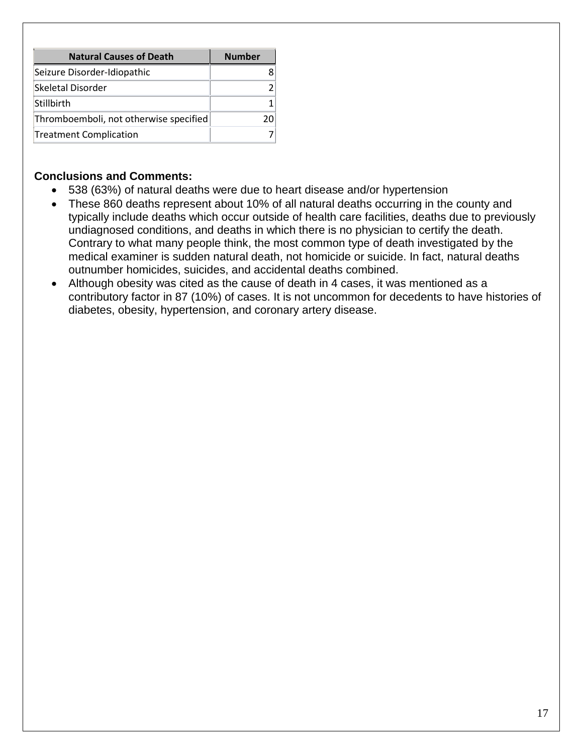| Natural Causes of Death | Number |
|---|---|
| Seizure Disorder-Idiopathic | 8 |
| Skeletal Disorder | 2 |
| Stillbirth | 1 |
| Thromboemboli, not otherwise specified | 20 |
| Treatment Complication | 7 |

**Conclusions and Comments:**

- 538 (63%) of natural deaths were due to heart disease and/or hypertension
- These 860 deaths represent about 10% of all natural deaths occurring in the county and typically include deaths which occur outside of health care facilities, deaths due to previously undiagnosed conditions, and deaths in which there is no physician to certify the death. Contrary to what many people think, the most common type of death investigated by the medical examiner is sudden natural death, not homicide or suicide. In fact, natural deaths outnumber homicides, suicides, and accidental deaths combined.
- Although obesity was cited as the cause of death in 4 cases, it was mentioned as a contributory factor in 87 (10%) of cases. It is not uncommon for decedents to have histories of diabetes, obesity, hypertension, and coronary artery disease.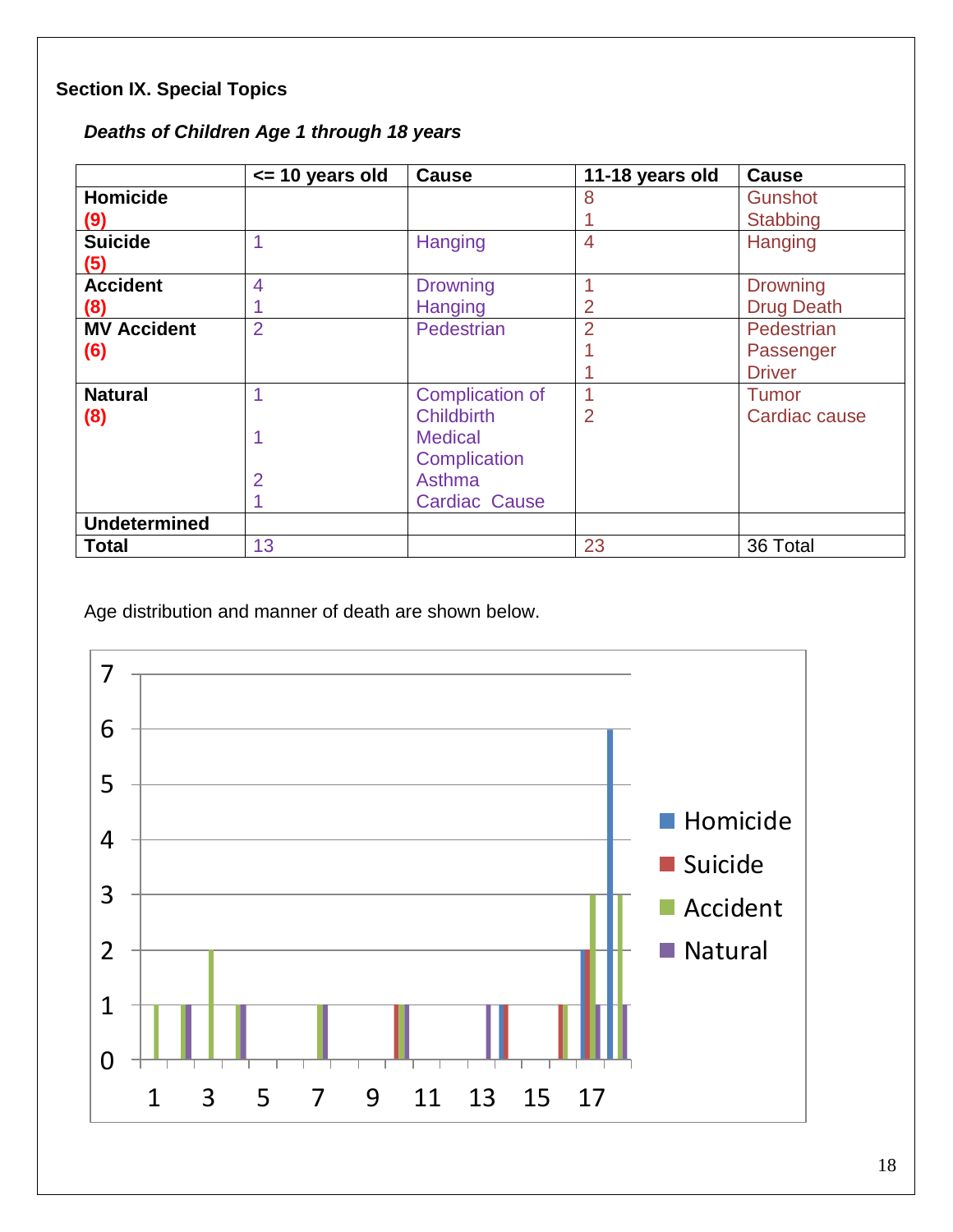## Section IX. Special Topics

### *Deaths of Children Age 1 through 18 years*

| | <= 10 years old | Cause | 11-18 years old | Cause |
|---|---|---|---|---|
| **Homicide (9)** | | | 8<br>1 | Gunshot<br>Stabbing |
| **Suicide (5)** | 1 | Hanging | 4 | Hanging |
| **Accident (8)** | 4<br>1 | Drowning<br>Hanging | 1<br>2 | Drowning<br>Drug Death |
| **MV Accident (6)** | 2 | Pedestrian | 2<br>1<br>1 | Pedestrian<br>Passenger<br>Driver |
| **Natural (8)** | 1<br><br>1<br><br>2<br>1 | Complication of Childbirth<br>Medical Complication<br>Asthma<br>Cardiac Cause | 1<br>2 | Tumor<br>Cardiac cause |
| **Undetermined** | | | | |
| **Total** | 13 | | 23 | 36 Total |

Age distribution and manner of death are shown below.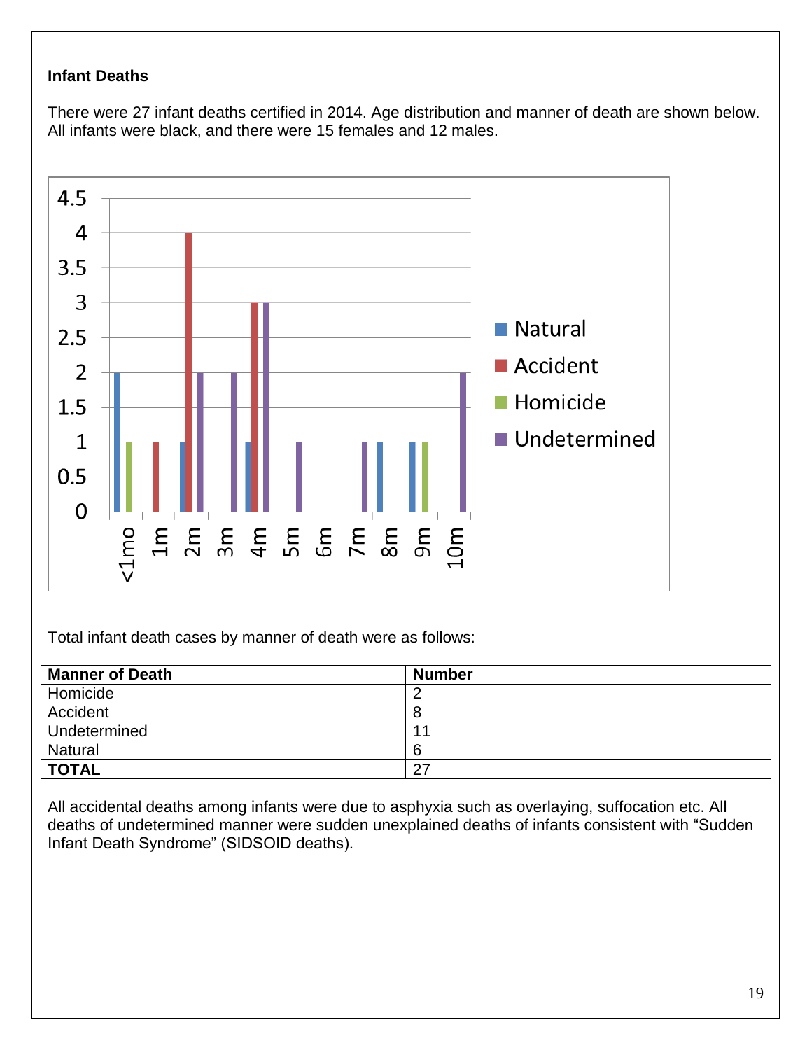**Infant Deaths**

There were 27 infant deaths certified in 2014. Age distribution and manner of death are shown below. All infants were black, and there were 15 females and 12 males.

Total infant death cases by manner of death were as follows:

| Manner of Death | Number |
|---|---|
| Homicide | 2 |
| Accident | 8 |
| Undetermined | 11 |
| Natural | 6 |
| **TOTAL** | 27 |

All accidental deaths among infants were due to asphyxia such as overlaying, suffocation etc. All deaths of undetermined manner were sudden unexplained deaths of infants consistent with "Sudden Infant Death Syndrome" (SIDSOID deaths).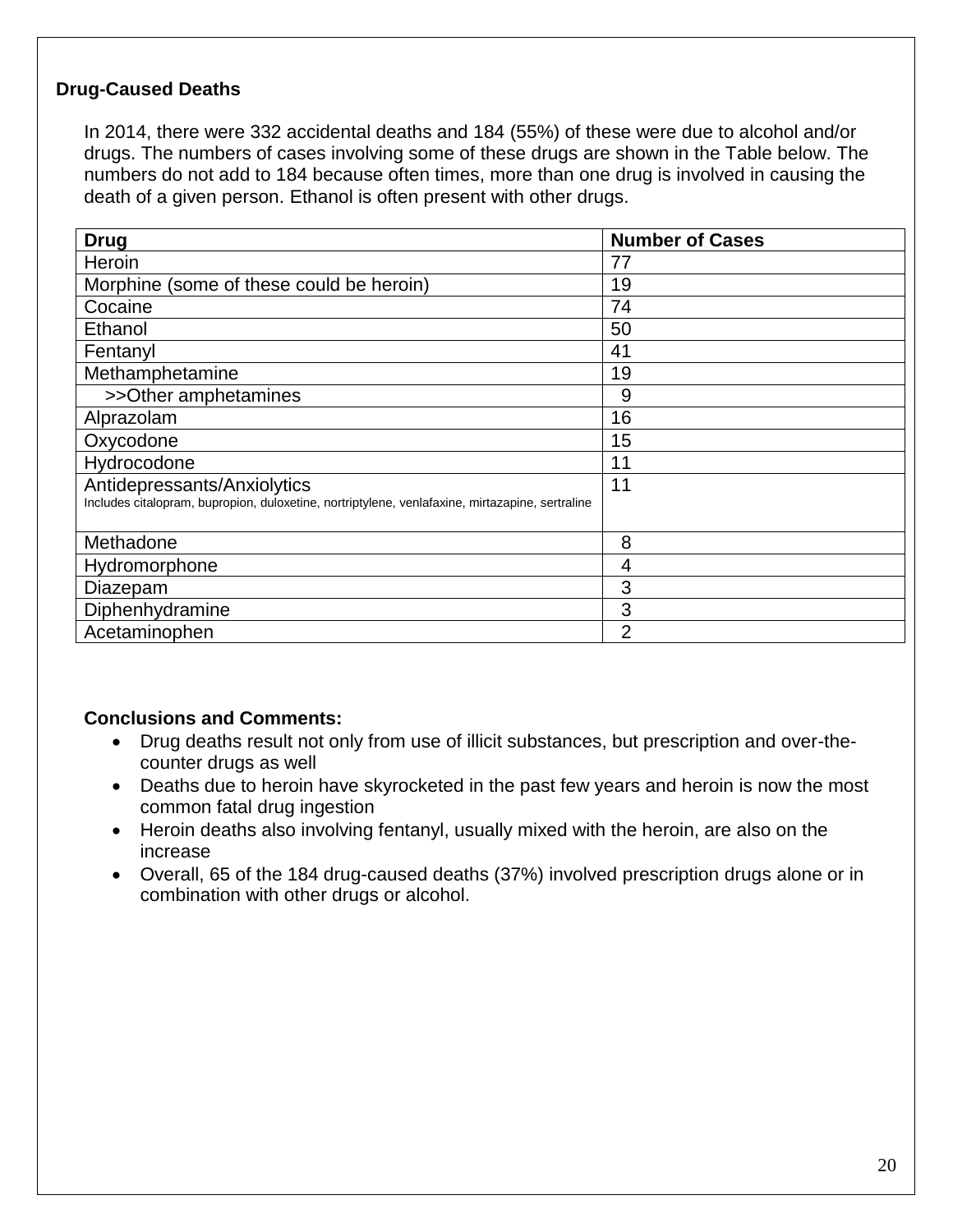## Drug-Caused Deaths

In 2014, there were 332 accidental deaths and 184 (55%) of these were due to alcohol and/or drugs. The numbers of cases involving some of these drugs are shown in the Table below. The numbers do not add to 184 because often times, more than one drug is involved in causing the death of a given person. Ethanol is often present with other drugs.

| Drug | Number of Cases |
|---|---|
| Heroin | 77 |
| Morphine (some of these could be heroin) | 19 |
| Cocaine | 74 |
| Ethanol | 50 |
| Fentanyl | 41 |
| Methamphetamine | 19 |
| >>Other amphetamines | 9 |
| Alprazolam | 16 |
| Oxycodone | 15 |
| Hydrocodone | 11 |
| Antidepressants/Anxiolytics<br>Includes citalopram, bupropion, duloxetine, nortriptylene, venlafaxine, mirtazapine, sertraline | 11 |
| Methadone | 8 |
| Hydromorphone | 4 |
| Diazepam | 3 |
| Diphenhydramine | 3 |
| Acetaminophen | 2 |

**Conclusions and Comments:**

- Drug deaths result not only from use of illicit substances, but prescription and over-the-counter drugs as well
- Deaths due to heroin have skyrocketed in the past few years and heroin is now the most common fatal drug ingestion
- Heroin deaths also involving fentanyl, usually mixed with the heroin, are also on the increase
- Overall, 65 of the 184 drug-caused deaths (37%) involved prescription drugs alone or in combination with other drugs or alcohol.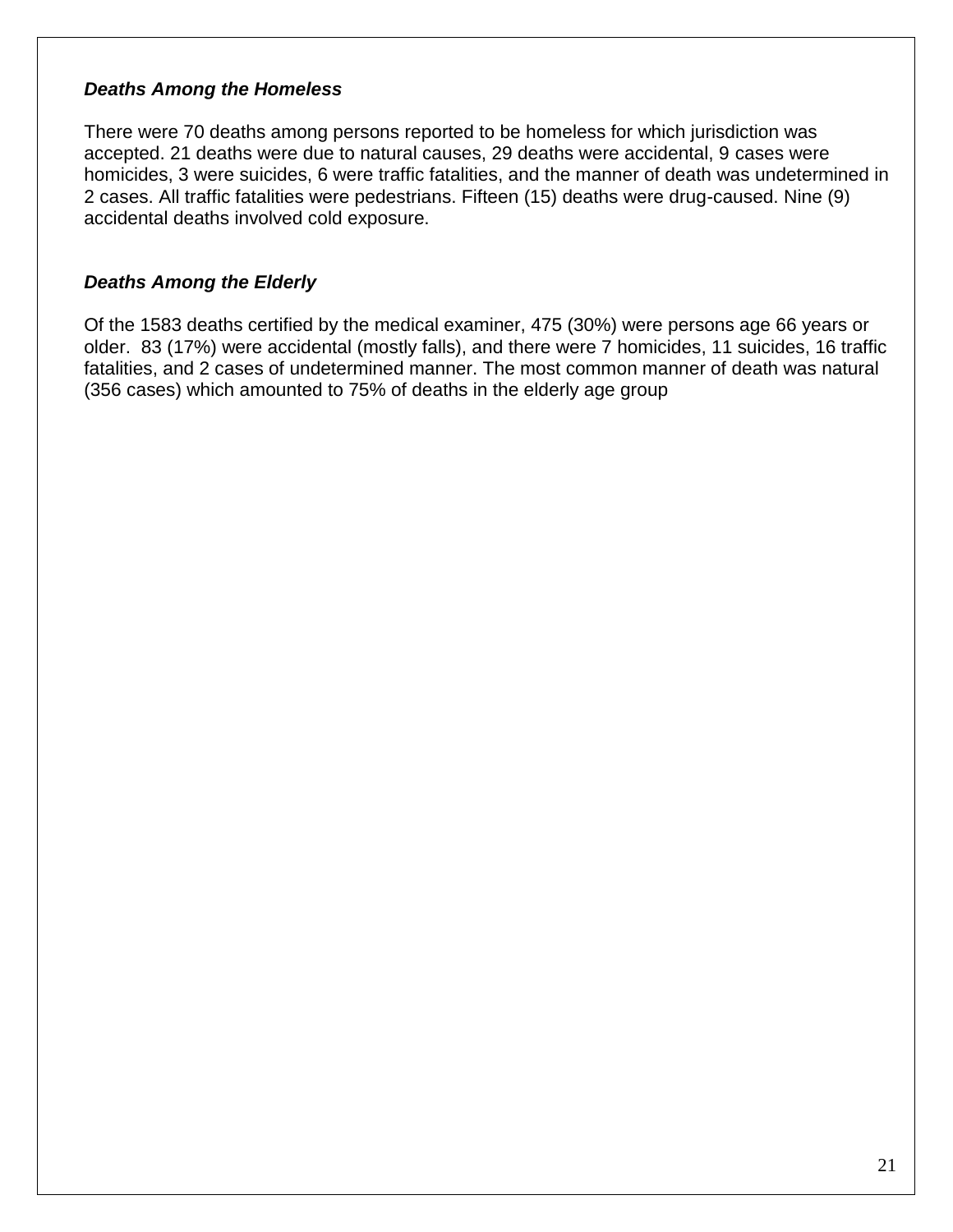### *Deaths Among the Homeless*

There were 70 deaths among persons reported to be homeless for which jurisdiction was accepted. 21 deaths were due to natural causes, 29 deaths were accidental, 9 cases were homicides, 3 were suicides, 6 were traffic fatalities, and the manner of death was undetermined in 2 cases. All traffic fatalities were pedestrians. Fifteen (15) deaths were drug-caused. Nine (9) accidental deaths involved cold exposure.

### *Deaths Among the Elderly*

Of the 1583 deaths certified by the medical examiner, 475 (30%) were persons age 66 years or older. 83 (17%) were accidental (mostly falls), and there were 7 homicides, 11 suicides, 16 traffic fatalities, and 2 cases of undetermined manner. The most common manner of death was natural (356 cases) which amounted to 75% of deaths in the elderly age group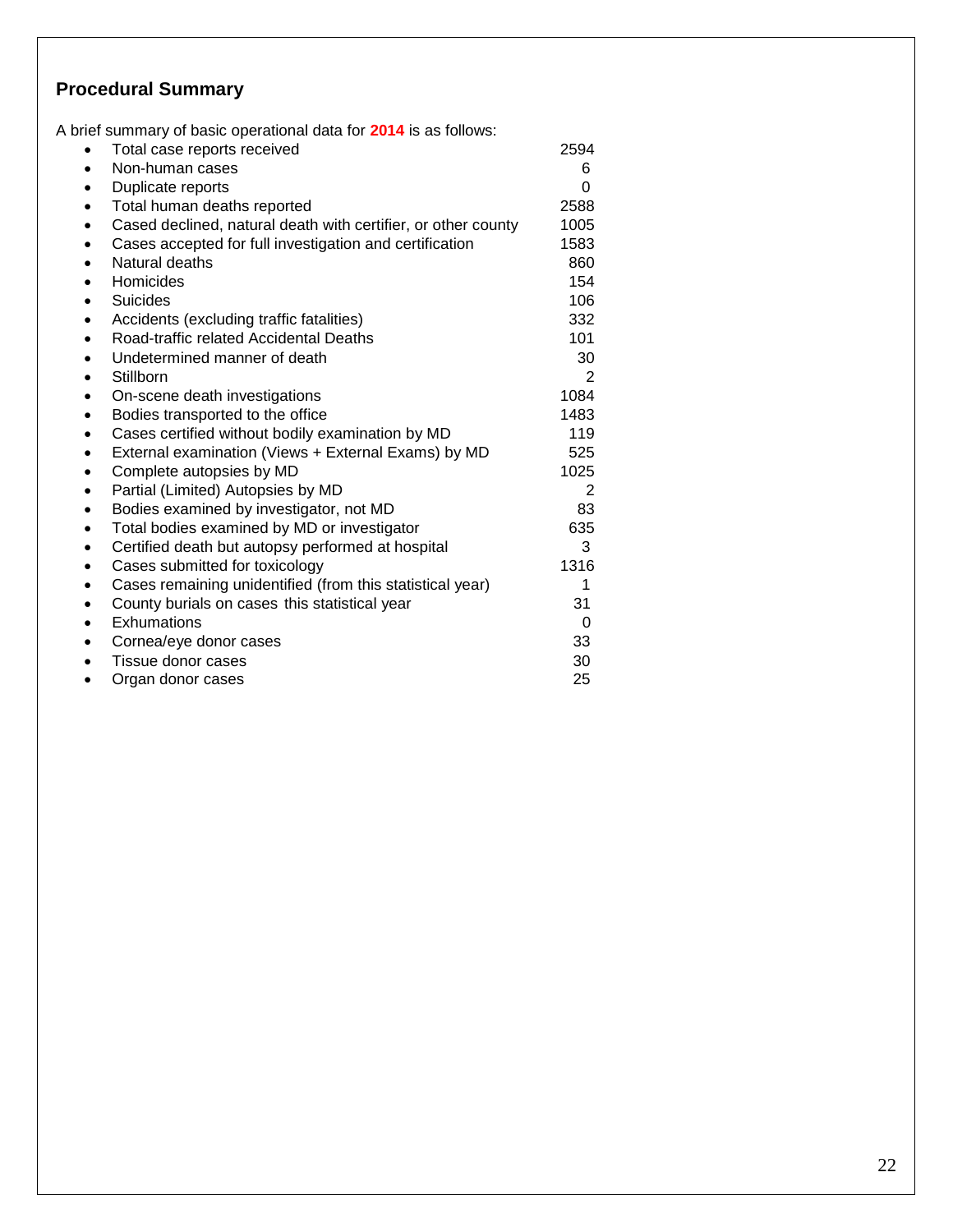## Procedural Summary

A brief summary of basic operational data for **2014** is as follows:

- Total case reports received 2594
- Non-human cases 6
- Duplicate reports 0
- Total human deaths reported 2588
- Cased declined, natural death with certifier, or other county 1005
- Cases accepted for full investigation and certification 1583
- Natural deaths 860
- Homicides 154
- Suicides 106
- Accidents (excluding traffic fatalities) 332
- Road-traffic related Accidental Deaths 101
- Undetermined manner of death 30
- Stillborn 2
- On-scene death investigations 1084
- Bodies transported to the office 1483
- Cases certified without bodily examination by MD 119
- External examination (Views + External Exams) by MD 525
- Complete autopsies by MD 1025
- Partial (Limited) Autopsies by MD 2
- Bodies examined by investigator, not MD 83
- Total bodies examined by MD or investigator 635
- Certified death but autopsy performed at hospital 3
- Cases submitted for toxicology 1316
- Cases remaining unidentified (from this statistical year) 1
- County burials on cases this statistical year 31
- Exhumations 0
- Cornea/eye donor cases 33
- Tissue donor cases 30
- Organ donor cases 25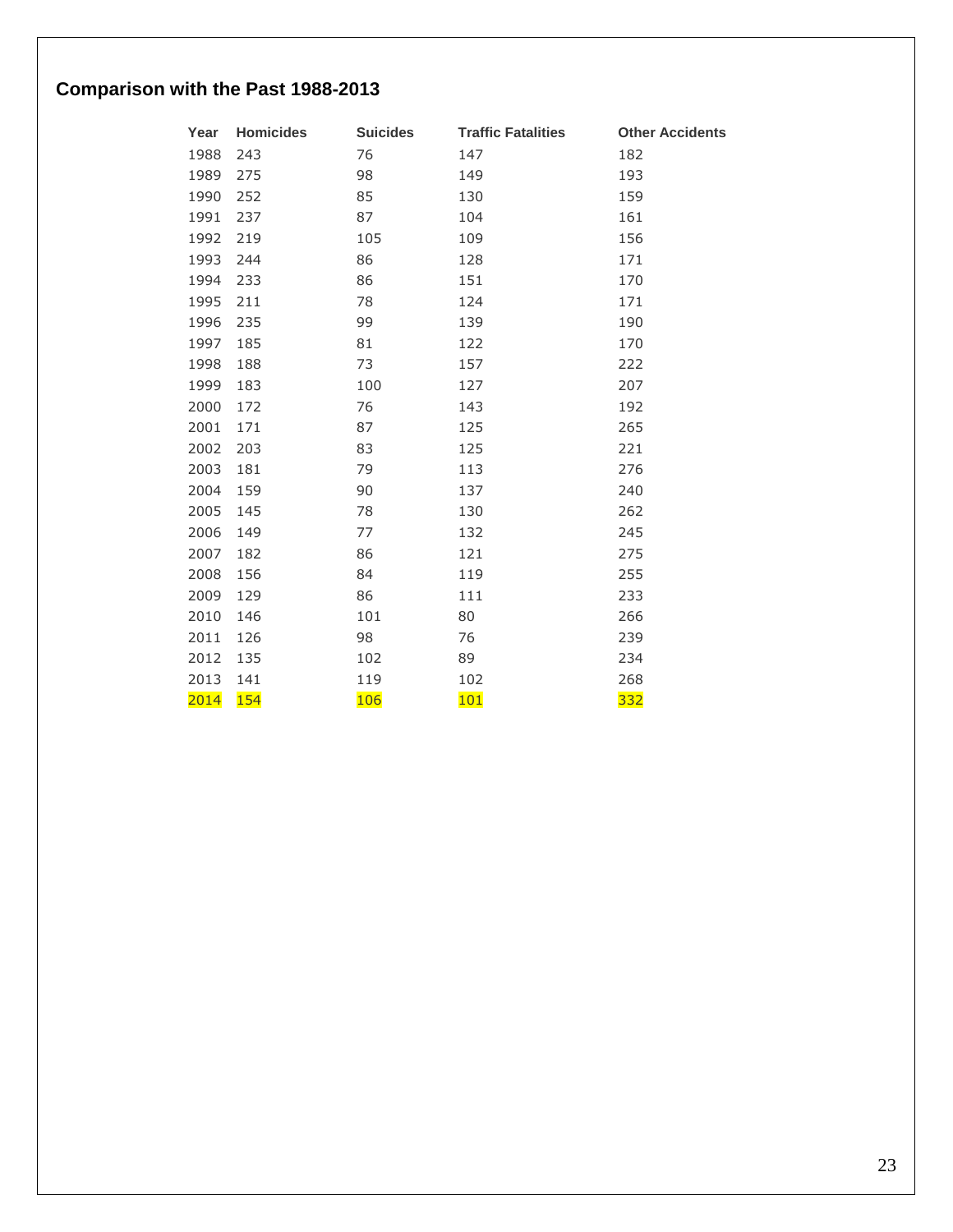## Comparison with the Past 1988-2013

| Year | Homicides | Suicides | Traffic Fatalities | Other Accidents |
|---|---|---|---|---|
| 1988 | 243 | 76 | 147 | 182 |
| 1989 | 275 | 98 | 149 | 193 |
| 1990 | 252 | 85 | 130 | 159 |
| 1991 | 237 | 87 | 104 | 161 |
| 1992 | 219 | 105 | 109 | 156 |
| 1993 | 244 | 86 | 128 | 171 |
| 1994 | 233 | 86 | 151 | 170 |
| 1995 | 211 | 78 | 124 | 171 |
| 1996 | 235 | 99 | 139 | 190 |
| 1997 | 185 | 81 | 122 | 170 |
| 1998 | 188 | 73 | 157 | 222 |
| 1999 | 183 | 100 | 127 | 207 |
| 2000 | 172 | 76 | 143 | 192 |
| 2001 | 171 | 87 | 125 | 265 |
| 2002 | 203 | 83 | 125 | 221 |
| 2003 | 181 | 79 | 113 | 276 |
| 2004 | 159 | 90 | 137 | 240 |
| 2005 | 145 | 78 | 130 | 262 |
| 2006 | 149 | 77 | 132 | 245 |
| 2007 | 182 | 86 | 121 | 275 |
| 2008 | 156 | 84 | 119 | 255 |
| 2009 | 129 | 86 | 111 | 233 |
| 2010 | 146 | 101 | 80 | 266 |
| 2011 | 126 | 98 | 76 | 239 |
| 2012 | 135 | 102 | 89 | 234 |
| 2013 | 141 | 119 | 102 | 268 |
| 2014 | 154 | 106 | 101 | 332 |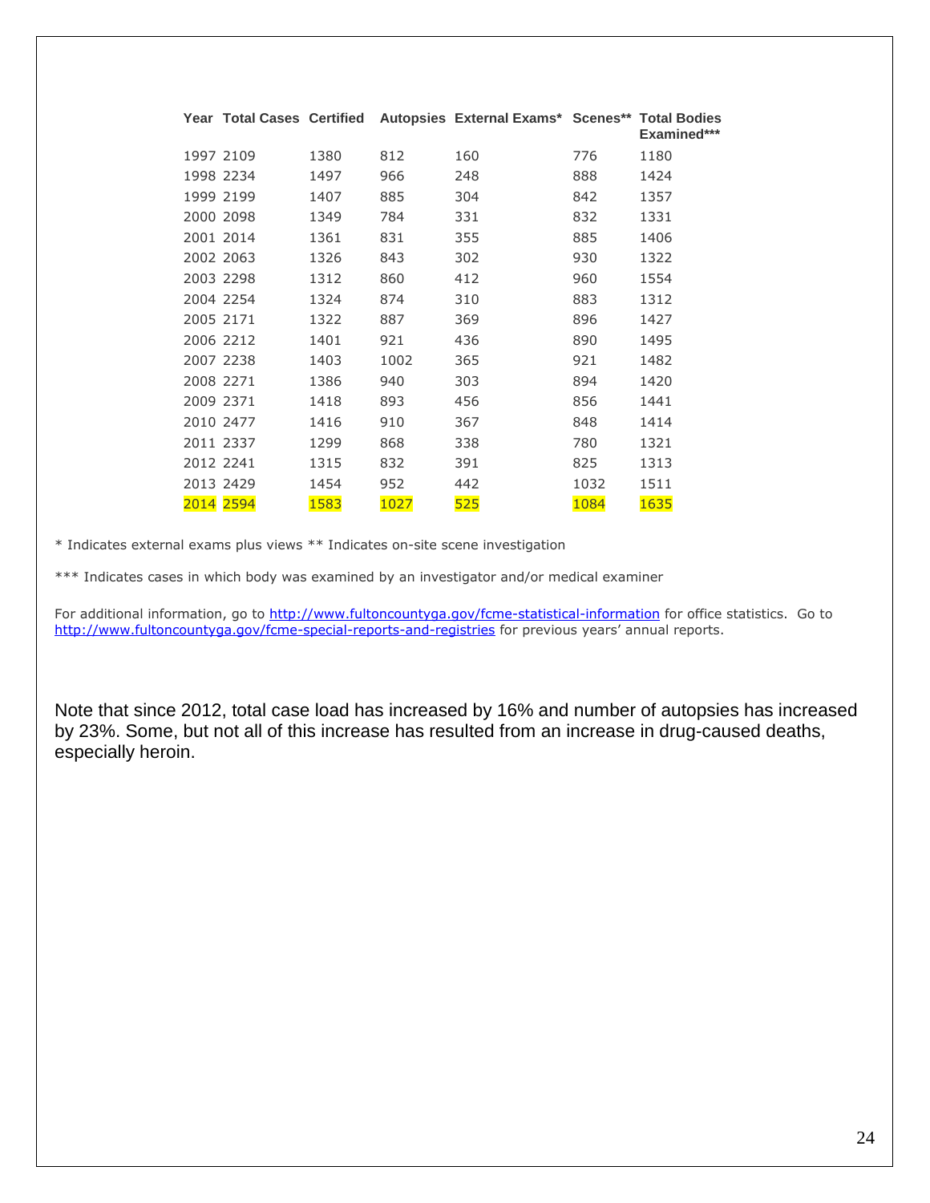| Year | Total Cases | Certified | Autopsies | External Exams* | Scenes** | Total Bodies Examined*** |
|---|---|---|---|---|---|---|
| 1997 | 2109 | 1380 | 812 | 160 | 776 | 1180 |
| 1998 | 2234 | 1497 | 966 | 248 | 888 | 1424 |
| 1999 | 2199 | 1407 | 885 | 304 | 842 | 1357 |
| 2000 | 2098 | 1349 | 784 | 331 | 832 | 1331 |
| 2001 | 2014 | 1361 | 831 | 355 | 885 | 1406 |
| 2002 | 2063 | 1326 | 843 | 302 | 930 | 1322 |
| 2003 | 2298 | 1312 | 860 | 412 | 960 | 1554 |
| 2004 | 2254 | 1324 | 874 | 310 | 883 | 1312 |
| 2005 | 2171 | 1322 | 887 | 369 | 896 | 1427 |
| 2006 | 2212 | 1401 | 921 | 436 | 890 | 1495 |
| 2007 | 2238 | 1403 | 1002 | 365 | 921 | 1482 |
| 2008 | 2271 | 1386 | 940 | 303 | 894 | 1420 |
| 2009 | 2371 | 1418 | 893 | 456 | 856 | 1441 |
| 2010 | 2477 | 1416 | 910 | 367 | 848 | 1414 |
| 2011 | 2337 | 1299 | 868 | 338 | 780 | 1321 |
| 2012 | 2241 | 1315 | 832 | 391 | 825 | 1313 |
| 2013 | 2429 | 1454 | 952 | 442 | 1032 | 1511 |
| 2014 | 2594 | 1583 | 1027 | 525 | 1084 | 1635 |

* Indicates external exams plus views ** Indicates on-site scene investigation

*** Indicates cases in which body was examined by an investigator and/or medical examiner

For additional information, go to http://www.fultoncountyga.gov/fcme-statistical-information for office statistics. Go to http://www.fultoncountyga.gov/fcme-special-reports-and-registries for previous years' annual reports.

Note that since 2012, total case load has increased by 16% and number of autopsies has increased by 23%. Some, but not all of this increase has resulted from an increase in drug-caused deaths, especially heroin.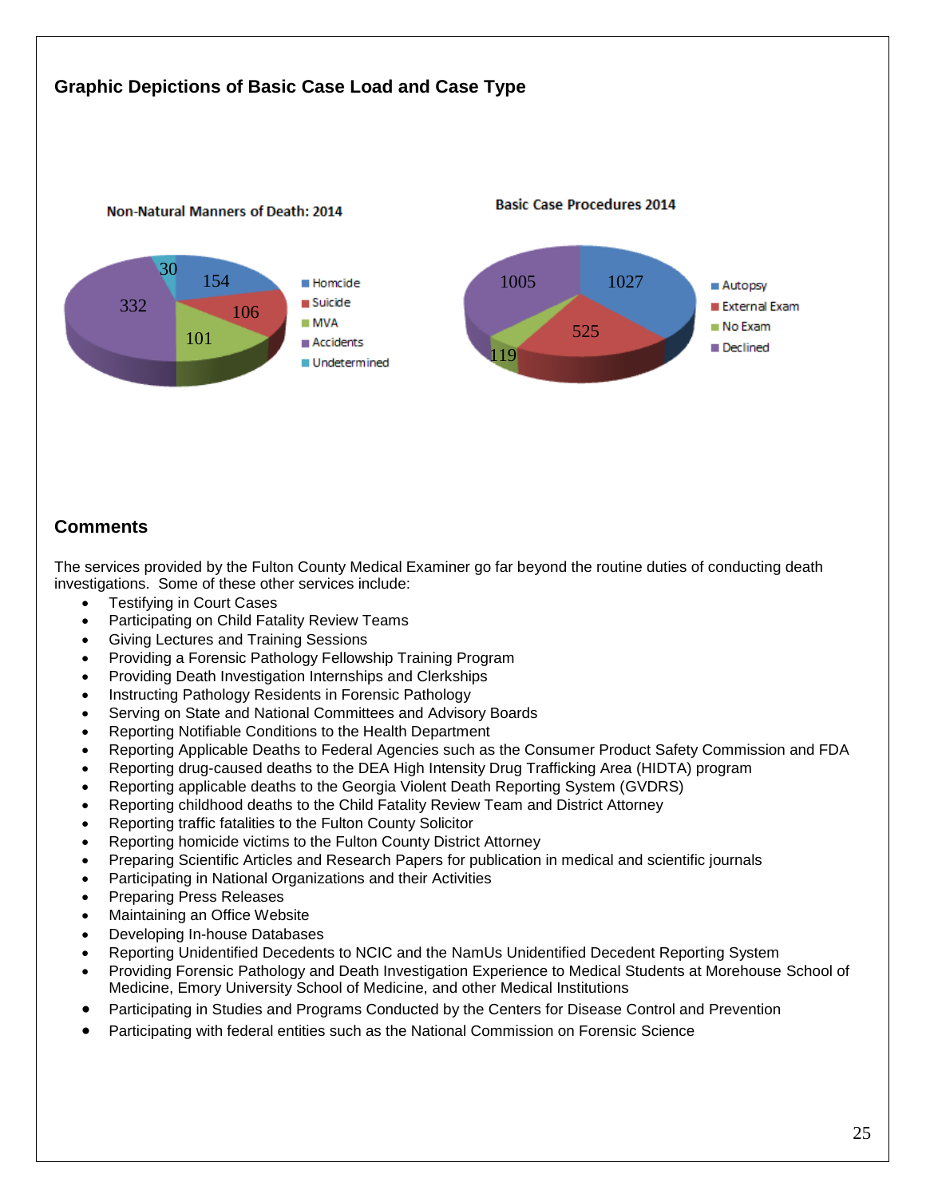## Graphic Depictions of Basic Case Load and Case Type

Non-Natural Manners of Death: 2014

30
154
332
106
101

Homcide
Suicide
MVA
Accidents
Undetermined

Basic Case Procedures 2014

1005
1027
525
119

Autopsy
External Exam
No Exam
Declined

## Comments

The services provided by the Fulton County Medical Examiner go far beyond the routine duties of conducting death investigations. Some of these other services include:

- Testifying in Court Cases
- Participating on Child Fatality Review Teams
- Giving Lectures and Training Sessions
- Providing a Forensic Pathology Fellowship Training Program
- Providing Death Investigation Internships and Clerkships
- Instructing Pathology Residents in Forensic Pathology
- Serving on State and National Committees and Advisory Boards
- Reporting Notifiable Conditions to the Health Department
- Reporting Applicable Deaths to Federal Agencies such as the Consumer Product Safety Commission and FDA
- Reporting drug-caused deaths to the DEA High Intensity Drug Trafficking Area (HIDTA) program
- Reporting applicable deaths to the Georgia Violent Death Reporting System (GVDRS)
- Reporting childhood deaths to the Child Fatality Review Team and District Attorney
- Reporting traffic fatalities to the Fulton County Solicitor
- Reporting homicide victims to the Fulton County District Attorney
- Preparing Scientific Articles and Research Papers for publication in medical and scientific journals
- Participating in National Organizations and their Activities
- Preparing Press Releases
- Maintaining an Office Website
- Developing In-house Databases
- Reporting Unidentified Decedents to NCIC and the NamUs Unidentified Decedent Reporting System
- Providing Forensic Pathology and Death Investigation Experience to Medical Students at Morehouse School of Medicine, Emory University School of Medicine, and other Medical Institutions
- Participating in Studies and Programs Conducted by the Centers for Disease Control and Prevention
- Participating with federal entities such as the National Commission on Forensic Science